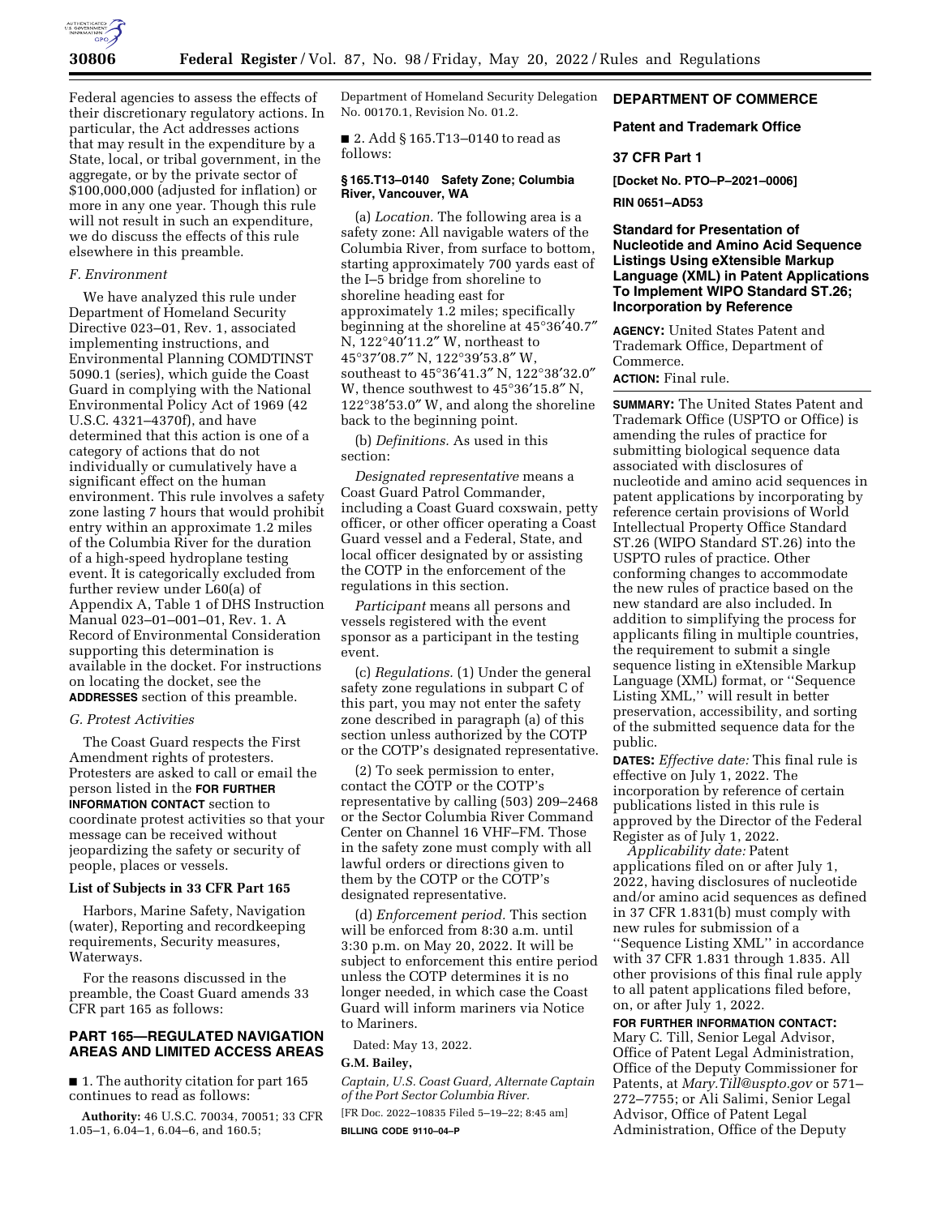Federal agencies to assess the effects of their discretionary regulatory actions. In particular, the Act addresses actions that may result in the expenditure by a State, local, or tribal government, in the aggregate, or by the private sector of $100,000,000 (adjusted for inflation) or more in any one year. Though this rule will not result in such an expenditure, we do discuss the effects of this rule elsewhere in this preamble.

*F. Environment*

We have analyzed this rule under Department of Homeland Security Directive 023–01, Rev. 1, associated implementing instructions, and Environmental Planning COMDTINST 5090.1 (series), which guide the Coast Guard in complying with the National Environmental Policy Act of 1969 (42 U.S.C. 4321–4370f), and have determined that this action is one of a category of actions that do not individually or cumulatively have a significant effect on the human environment. This rule involves a safety zone lasting 7 hours that would prohibit entry within an approximate 1.2 miles of the Columbia River for the duration of a high-speed hydroplane testing event. It is categorically excluded from further review under L60(a) of Appendix A, Table 1 of DHS Instruction Manual 023–01–001–01, Rev. 1. A Record of Environmental Consideration supporting this determination is available in the docket. For instructions on locating the docket, see the **ADDRESSES** section of this preamble.

*G. Protest Activities*

The Coast Guard respects the First Amendment rights of protesters. Protesters are asked to call or email the person listed in the **FOR FURTHER INFORMATION CONTACT** section to coordinate protest activities so that your message can be received without jeopardizing the safety or security of people, places or vessels.

**List of Subjects in 33 CFR Part 165**

Harbors, Marine Safety, Navigation (water), Reporting and recordkeeping requirements, Security measures, Waterways.

For the reasons discussed in the preamble, the Coast Guard amends 33 CFR part 165 as follows:

## PART 165—REGULATED NAVIGATION AREAS AND LIMITED ACCESS AREAS

■ 1. The authority citation for part 165 continues to read as follows:

**Authority:** 46 U.S.C. 70034, 70051; 33 CFR 1.05–1, 6.04–1, 6.04–6, and 160.5; Department of Homeland Security Delegation No. 00170.1, Revision No. 01.2.

■ 2. Add § 165.T13–0140 to read as follows:

**§ 165.T13–0140 Safety Zone; Columbia River, Vancouver, WA**

(a) *Location.* The following area is a safety zone: All navigable waters of the Columbia River, from surface to bottom, starting approximately 700 yards east of the I–5 bridge from shoreline to shoreline heading east for approximately 1.2 miles; specifically beginning at the shoreline at 45°36′40.7″ N, 122°40′11.2″ W, northeast to 45°37′08.7″ N, 122°39′53.8″ W, southeast to 45°36′41.3″ N, 122°38′32.0″ W, thence southwest to 45°36′15.8″ N, 122°38′53.0″ W, and along the shoreline back to the beginning point.

(b) *Definitions.* As used in this section:

*Designated representative* means a Coast Guard Patrol Commander, including a Coast Guard coxswain, petty officer, or other officer operating a Coast Guard vessel and a Federal, State, and local officer designated by or assisting the COTP in the enforcement of the regulations in this section.

*Participant* means all persons and vessels registered with the event sponsor as a participant in the testing event.

(c) *Regulations.* (1) Under the general safety zone regulations in subpart C of this part, you may not enter the safety zone described in paragraph (a) of this section unless authorized by the COTP or the COTP's designated representative.

(2) To seek permission to enter, contact the COTP or the COTP's representative by calling (503) 209–2468 or the Sector Columbia River Command Center on Channel 16 VHF–FM. Those in the safety zone must comply with all lawful orders or directions given to them by the COTP or the COTP's designated representative.

(d) *Enforcement period.* This section will be enforced from 8:30 a.m. until 3:30 p.m. on May 20, 2022. It will be subject to enforcement this entire period unless the COTP determines it is no longer needed, in which case the Coast Guard will inform mariners via Notice to Mariners.

Dated: May 13, 2022.

**G.M. Bailey,**

*Captain, U.S. Coast Guard, Alternate Captain of the Port Sector Columbia River.*

[FR Doc. 2022–10835 Filed 5–19–22; 8:45 am]

**BILLING CODE 9110–04–P**

## DEPARTMENT OF COMMERCE

## Patent and Trademark Office

## 37 CFR Part 1

**[Docket No. PTO–P–2021–0006]**

**RIN 0651–AD53**

## Standard for Presentation of Nucleotide and Amino Acid Sequence Listings Using eXtensible Markup Language (XML) in Patent Applications To Implement WIPO Standard ST.26; Incorporation by Reference

**AGENCY:** United States Patent and Trademark Office, Department of Commerce.

**ACTION:** Final rule.

**SUMMARY:** The United States Patent and Trademark Office (USPTO or Office) is amending the rules of practice for submitting biological sequence data associated with disclosures of nucleotide and amino acid sequences in patent applications by incorporating by reference certain provisions of World Intellectual Property Office Standard ST.26 (WIPO Standard ST.26) into the USPTO rules of practice. Other conforming changes to accommodate the new rules of practice based on the new standard are also included. In addition to simplifying the process for applicants filing in multiple countries, the requirement to submit a single sequence listing in eXtensible Markup Language (XML) format, or ''Sequence Listing XML,'' will result in better preservation, accessibility, and sorting of the submitted sequence data for the public.

**DATES:** *Effective date:* This final rule is effective on July 1, 2022. The incorporation by reference of certain publications listed in this rule is approved by the Director of the Federal Register as of July 1, 2022.

*Applicability date:* Patent applications filed on or after July 1, 2022, having disclosures of nucleotide and/or amino acid sequences as defined in 37 CFR 1.831(b) must comply with new rules for submission of a ''Sequence Listing XML'' in accordance with 37 CFR 1.831 through 1.835. All other provisions of this final rule apply to all patent applications filed before, on, or after July 1, 2022.

**FOR FURTHER INFORMATION CONTACT:** Mary C. Till, Senior Legal Advisor, Office of Patent Legal Administration, Office of the Deputy Commissioner for Patents, at *Mary.Till@uspto.gov* or 571–272–7755; or Ali Salimi, Senior Legal Advisor, Office of Patent Legal Administration, Office of the Deputy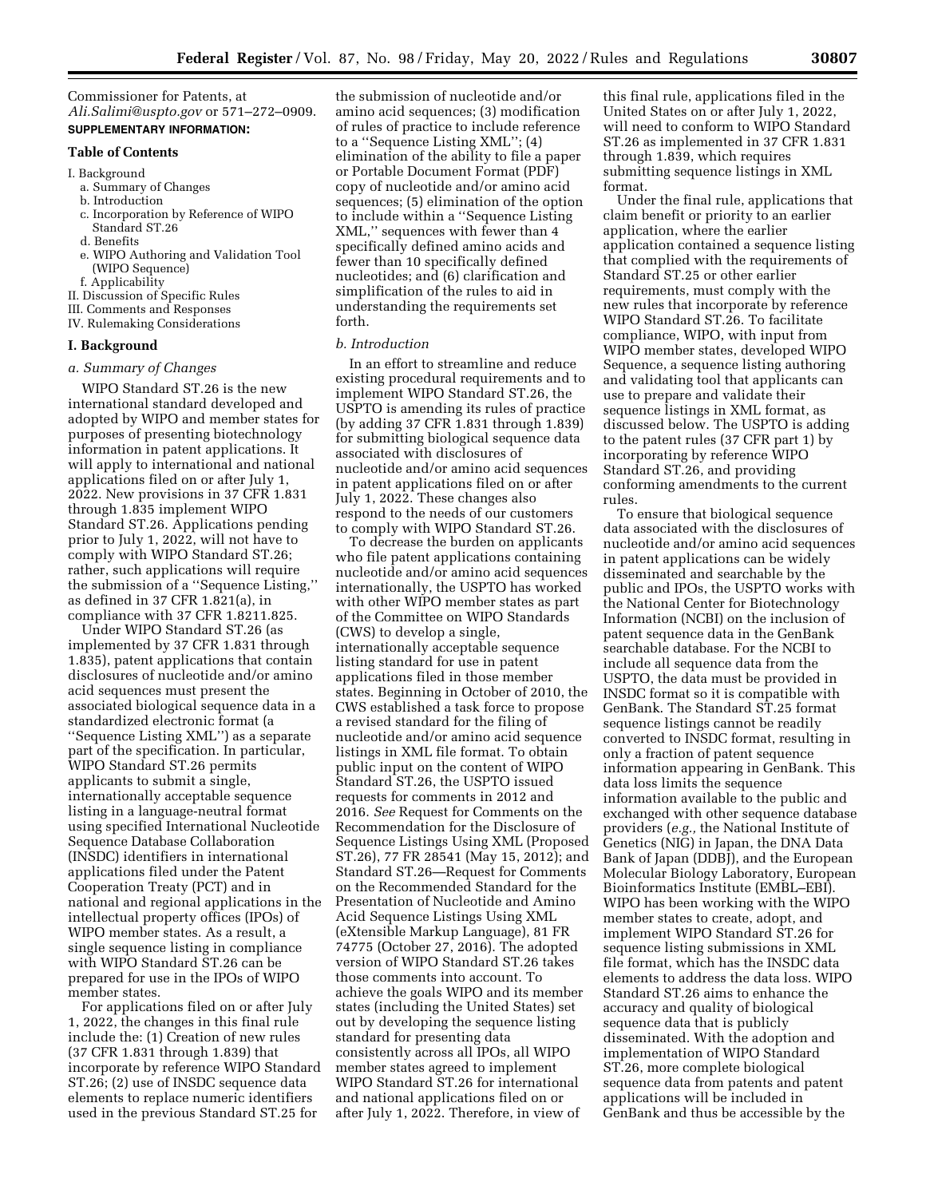Commissioner for Patents, at *Ali.Salimi@uspto.gov* or 571–272–0909.

**SUPPLEMENTARY INFORMATION:**

**Table of Contents**

I. Background
  a. Summary of Changes
  b. Introduction
  c. Incorporation by Reference of WIPO Standard ST.26
  d. Benefits
  e. WIPO Authoring and Validation Tool (WIPO Sequence)
  f. Applicability
II. Discussion of Specific Rules
III. Comments and Responses
IV. Rulemaking Considerations

## I. Background

### *a. Summary of Changes*

WIPO Standard ST.26 is the new international standard developed and adopted by WIPO and member states for purposes of presenting biotechnology information in patent applications. It will apply to international and national applications filed on or after July 1, 2022. New provisions in 37 CFR 1.831 through 1.835 implement WIPO Standard ST.26. Applications pending prior to July 1, 2022, will not have to comply with WIPO Standard ST.26; rather, such applications will require the submission of a ''Sequence Listing,'' as defined in 37 CFR 1.821(a), in compliance with 37 CFR 1.8211.825.

Under WIPO Standard ST.26 (as implemented by 37 CFR 1.831 through 1.835), patent applications that contain disclosures of nucleotide and/or amino acid sequences must present the associated biological sequence data in a standardized electronic format (a ''Sequence Listing XML'') as a separate part of the specification. In particular, WIPO Standard ST.26 permits applicants to submit a single, internationally acceptable sequence listing in a language-neutral format using specified International Nucleotide Sequence Database Collaboration (INSDC) identifiers in international applications filed under the Patent Cooperation Treaty (PCT) and in national and regional applications in the intellectual property offices (IPOs) of WIPO member states. As a result, a single sequence listing in compliance with WIPO Standard ST.26 can be prepared for use in the IPOs of WIPO member states.

For applications filed on or after July 1, 2022, the changes in this final rule include the: (1) Creation of new rules (37 CFR 1.831 through 1.839) that incorporate by reference WIPO Standard ST.26; (2) use of INSDC sequence data elements to replace numeric identifiers used in the previous Standard ST.25 for the submission of nucleotide and/or amino acid sequences; (3) modification of rules of practice to include reference to a ''Sequence Listing XML''; (4) elimination of the ability to file a paper or Portable Document Format (PDF) copy of nucleotide and/or amino acid sequences; (5) elimination of the option to include within a ''Sequence Listing XML,'' sequences with fewer than 4 specifically defined amino acids and fewer than 10 specifically defined nucleotides; and (6) clarification and simplification of the rules to aid in understanding the requirements set forth.

### *b. Introduction*

In an effort to streamline and reduce existing procedural requirements and to implement WIPO Standard ST.26, the USPTO is amending its rules of practice (by adding 37 CFR 1.831 through 1.839) for submitting biological sequence data associated with disclosures of nucleotide and/or amino acid sequences in patent applications filed on or after July 1, 2022. These changes also respond to the needs of our customers to comply with WIPO Standard ST.26.

To decrease the burden on applicants who file patent applications containing nucleotide and/or amino acid sequences internationally, the USPTO has worked with other WIPO member states as part of the Committee on WIPO Standards (CWS) to develop a single, internationally acceptable sequence listing standard for use in patent applications filed in those member states. Beginning in October of 2010, the CWS established a task force to propose a revised standard for the filing of nucleotide and/or amino acid sequence listings in XML file format. To obtain public input on the content of WIPO Standard ST.26, the USPTO issued requests for comments in 2012 and 2016. *See* Request for Comments on the Recommendation for the Disclosure of Sequence Listings Using XML (Proposed ST.26), 77 FR 28541 (May 15, 2012); and Standard ST.26—Request for Comments on the Recommended Standard for the Presentation of Nucleotide and Amino Acid Sequence Listings Using XML (eXtensible Markup Language), 81 FR 74775 (October 27, 2016). The adopted version of WIPO Standard ST.26 takes those comments into account. To achieve the goals WIPO and its member states (including the United States) set out by developing the sequence listing standard for presenting data consistently across all IPOs, all WIPO member states agreed to implement WIPO Standard ST.26 for international and national applications filed on or after July 1, 2022. Therefore, in view of this final rule, applications filed in the United States on or after July 1, 2022, will need to conform to WIPO Standard ST.26 as implemented in 37 CFR 1.831 through 1.839, which requires submitting sequence listings in XML format.

Under the final rule, applications that claim benefit or priority to an earlier application, where the earlier application contained a sequence listing that complied with the requirements of Standard ST.25 or other earlier requirements, must comply with the new rules that incorporate by reference WIPO Standard ST.26. To facilitate compliance, WIPO, with input from WIPO member states, developed WIPO Sequence, a sequence listing authoring and validating tool that applicants can use to prepare and validate their sequence listings in XML format, as discussed below. The USPTO is adding to the patent rules (37 CFR part 1) by incorporating by reference WIPO Standard ST.26, and providing conforming amendments to the current rules.

To ensure that biological sequence data associated with the disclosures of nucleotide and/or amino acid sequences in patent applications can be widely disseminated and searchable by the public and IPOs, the USPTO works with the National Center for Biotechnology Information (NCBI) on the inclusion of patent sequence data in the GenBank searchable database. For the NCBI to include all sequence data from the USPTO, the data must be provided in INSDC format so it is compatible with GenBank. The Standard ST.25 format sequence listings cannot be readily converted to INSDC format, resulting in only a fraction of patent sequence information appearing in GenBank. This data loss limits the sequence information available to the public and exchanged with other sequence database providers (*e.g.,* the National Institute of Genetics (NIG) in Japan, the DNA Data Bank of Japan (DDBJ), and the European Molecular Biology Laboratory, European Bioinformatics Institute (EMBL–EBI). WIPO has been working with the WIPO member states to create, adopt, and implement WIPO Standard ST.26 for sequence listing submissions in XML file format, which has the INSDC data elements to address the data loss. WIPO Standard ST.26 aims to enhance the accuracy and quality of biological sequence data that is publicly disseminated. With the adoption and implementation of WIPO Standard ST.26, more complete biological sequence data from patents and patent applications will be included in GenBank and thus be accessible by the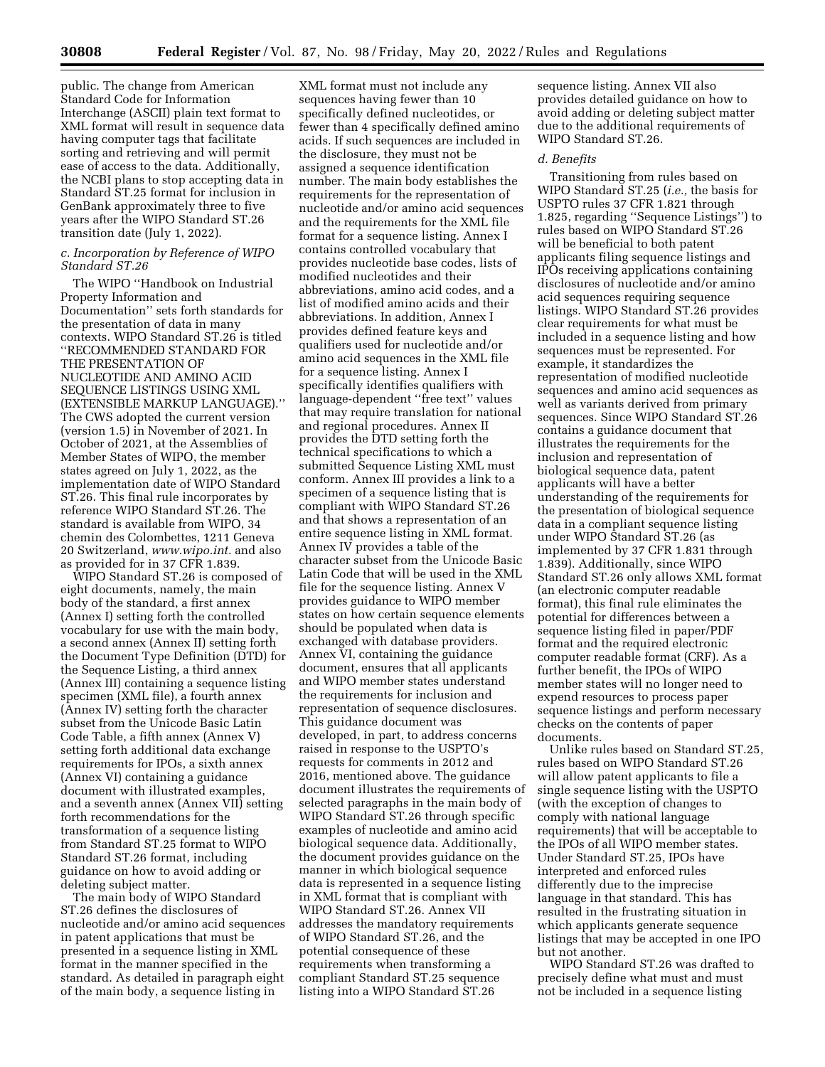public. The change from American Standard Code for Information Interchange (ASCII) plain text format to XML format will result in sequence data having computer tags that facilitate sorting and retrieving and will permit ease of access to the data. Additionally, the NCBI plans to stop accepting data in Standard ST.25 format for inclusion in GenBank approximately three to five years after the WIPO Standard ST.26 transition date (July 1, 2022).

### *c. Incorporation by Reference of WIPO Standard ST.26*

The WIPO ''Handbook on Industrial Property Information and Documentation'' sets forth standards for the presentation of data in many contexts. WIPO Standard ST.26 is titled ''RECOMMENDED STANDARD FOR THE PRESENTATION OF NUCLEOTIDE AND AMINO ACID SEQUENCE LISTINGS USING XML (EXTENSIBLE MARKUP LANGUAGE).'' The CWS adopted the current version (version 1.5) in November of 2021. In October of 2021, at the Assemblies of Member States of WIPO, the member states agreed on July 1, 2022, as the implementation date of WIPO Standard ST.26. This final rule incorporates by reference WIPO Standard ST.26. The standard is available from WIPO, 34 chemin des Colombettes, 1211 Geneva 20 Switzerland, *www.wipo.int.* and also as provided for in 37 CFR 1.839.

WIPO Standard ST.26 is composed of eight documents, namely, the main body of the standard, a first annex (Annex I) setting forth the controlled vocabulary for use with the main body, a second annex (Annex II) setting forth the Document Type Definition (DTD) for the Sequence Listing, a third annex (Annex III) containing a sequence listing specimen (XML file), a fourth annex (Annex IV) setting forth the character subset from the Unicode Basic Latin Code Table, a fifth annex (Annex V) setting forth additional data exchange requirements for IPOs, a sixth annex (Annex VI) containing a guidance document with illustrated examples, and a seventh annex (Annex VII) setting forth recommendations for the transformation of a sequence listing from Standard ST.25 format to WIPO Standard ST.26 format, including guidance on how to avoid adding or deleting subject matter.

The main body of WIPO Standard ST.26 defines the disclosures of nucleotide and/or amino acid sequences in patent applications that must be presented in a sequence listing in XML format in the manner specified in the standard. As detailed in paragraph eight of the main body, a sequence listing in XML format must not include any sequences having fewer than 10 specifically defined nucleotides, or fewer than 4 specifically defined amino acids. If such sequences are included in the disclosure, they must not be assigned a sequence identification number. The main body establishes the requirements for the representation of nucleotide and/or amino acid sequences and the requirements for the XML file format for a sequence listing. Annex I contains controlled vocabulary that provides nucleotide base codes, lists of modified nucleotides and their abbreviations, amino acid codes, and a list of modified amino acids and their abbreviations. In addition, Annex I provides defined feature keys and qualifiers used for nucleotide and/or amino acid sequences in the XML file for a sequence listing. Annex I specifically identifies qualifiers with language-dependent ''free text'' values that may require translation for national and regional procedures. Annex II provides the DTD setting forth the technical specifications to which a submitted Sequence Listing XML must conform. Annex III provides a link to a specimen of a sequence listing that is compliant with WIPO Standard ST.26 and that shows a representation of an entire sequence listing in XML format. Annex IV provides a table of the character subset from the Unicode Basic Latin Code that will be used in the XML file for the sequence listing. Annex V provides guidance to WIPO member states on how certain sequence elements should be populated when data is exchanged with database providers. Annex VI, containing the guidance document, ensures that all applicants and WIPO member states understand the requirements for inclusion and representation of sequence disclosures. This guidance document was developed, in part, to address concerns raised in response to the USPTO's requests for comments in 2012 and 2016, mentioned above. The guidance document illustrates the requirements of selected paragraphs in the main body of WIPO Standard ST.26 through specific examples of nucleotide and amino acid biological sequence data. Additionally, the document provides guidance on the manner in which biological sequence data is represented in a sequence listing in XML format that is compliant with WIPO Standard ST.26. Annex VII addresses the mandatory requirements of WIPO Standard ST.26, and the potential consequence of these requirements when transforming a compliant Standard ST.25 sequence listing into a WIPO Standard ST.26 sequence listing. Annex VII also provides detailed guidance on how to avoid adding or deleting subject matter due to the additional requirements of WIPO Standard ST.26.

### *d. Benefits*

Transitioning from rules based on WIPO Standard ST.25 (*i.e.,* the basis for USPTO rules 37 CFR 1.821 through 1.825, regarding ''Sequence Listings'') to rules based on WIPO Standard ST.26 will be beneficial to both patent applicants filing sequence listings and IPOs receiving applications containing disclosures of nucleotide and/or amino acid sequences requiring sequence listings. WIPO Standard ST.26 provides clear requirements for what must be included in a sequence listing and how sequences must be represented. For example, it standardizes the representation of modified nucleotide sequences and amino acid sequences as well as variants derived from primary sequences. Since WIPO Standard ST.26 contains a guidance document that illustrates the requirements for the inclusion and representation of biological sequence data, patent applicants will have a better understanding of the requirements for the presentation of biological sequence data in a compliant sequence listing under WIPO Standard ST.26 (as implemented by 37 CFR 1.831 through 1.839). Additionally, since WIPO Standard ST.26 only allows XML format (an electronic computer readable format), this final rule eliminates the potential for differences between a sequence listing filed in paper/PDF format and the required electronic computer readable format (CRF). As a further benefit, the IPOs of WIPO member states will no longer need to expend resources to process paper sequence listings and perform necessary checks on the contents of paper documents.

Unlike rules based on Standard ST.25, rules based on WIPO Standard ST.26 will allow patent applicants to file a single sequence listing with the USPTO (with the exception of changes to comply with national language requirements) that will be acceptable to the IPOs of all WIPO member states. Under Standard ST.25, IPOs have interpreted and enforced rules differently due to the imprecise language in that standard. This has resulted in the frustrating situation in which applicants generate sequence listings that may be accepted in one IPO but not another.

WIPO Standard ST.26 was drafted to precisely define what must and must not be included in a sequence listing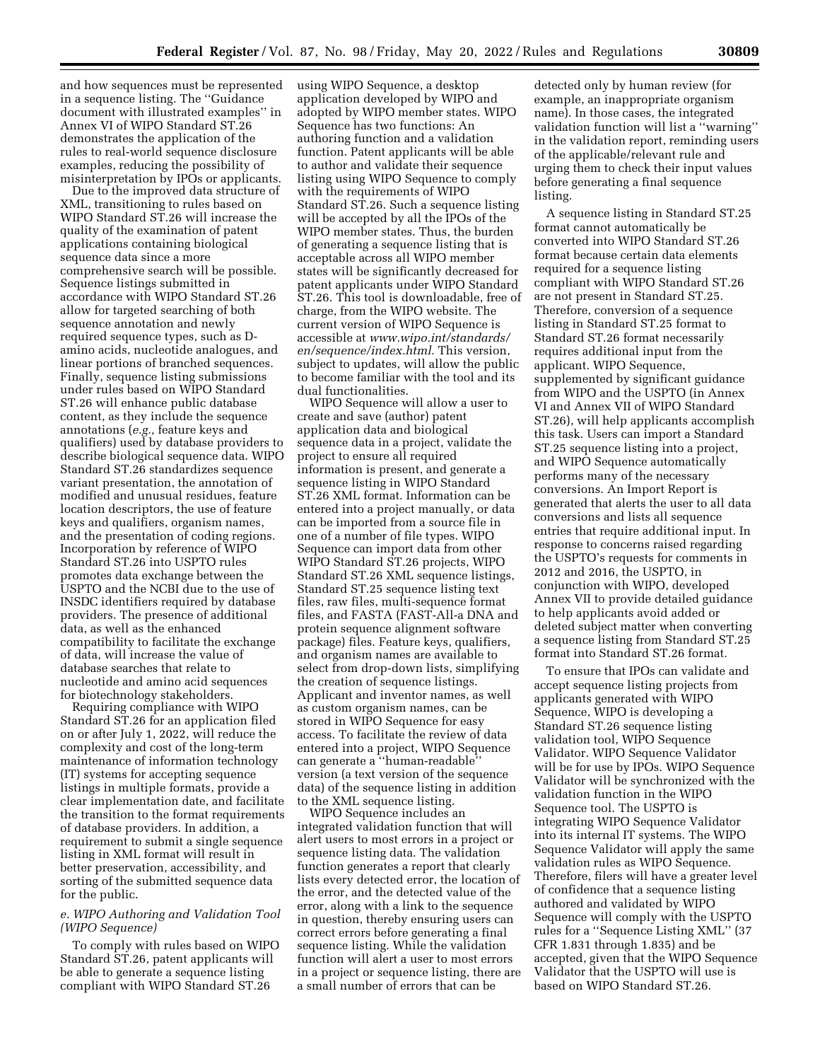and how sequences must be represented in a sequence listing. The ''Guidance document with illustrated examples'' in Annex VI of WIPO Standard ST.26 demonstrates the application of the rules to real-world sequence disclosure examples, reducing the possibility of misinterpretation by IPOs or applicants.

Due to the improved data structure of XML, transitioning to rules based on WIPO Standard ST.26 will increase the quality of the examination of patent applications containing biological sequence data since a more comprehensive search will be possible. Sequence listings submitted in accordance with WIPO Standard ST.26 allow for targeted searching of both sequence annotation and newly required sequence types, such as D-amino acids, nucleotide analogues, and linear portions of branched sequences. Finally, sequence listing submissions under rules based on WIPO Standard ST.26 will enhance public database content, as they include the sequence annotations (*e.g.,* feature keys and qualifiers) used by database providers to describe biological sequence data. WIPO Standard ST.26 standardizes sequence variant presentation, the annotation of modified and unusual residues, feature location descriptors, the use of feature keys and qualifiers, organism names, and the presentation of coding regions. Incorporation by reference of WIPO Standard ST.26 into USPTO rules promotes data exchange between the USPTO and the NCBI due to the use of INSDC identifiers required by database providers. The presence of additional data, as well as the enhanced compatibility to facilitate the exchange of data, will increase the value of database searches that relate to nucleotide and amino acid sequences for biotechnology stakeholders.

Requiring compliance with WIPO Standard ST.26 for an application filed on or after July 1, 2022, will reduce the complexity and cost of the long-term maintenance of information technology (IT) systems for accepting sequence listings in multiple formats, provide a clear implementation date, and facilitate the transition to the format requirements of database providers. In addition, a requirement to submit a single sequence listing in XML format will result in better preservation, accessibility, and sorting of the submitted sequence data for the public.

### *e. WIPO Authoring and Validation Tool (WIPO Sequence)*

To comply with rules based on WIPO Standard ST.26, patent applicants will be able to generate a sequence listing compliant with WIPO Standard ST.26 using WIPO Sequence, a desktop application developed by WIPO and adopted by WIPO member states. WIPO Sequence has two functions: An authoring function and a validation function. Patent applicants will be able to author and validate their sequence listing using WIPO Sequence to comply with the requirements of WIPO Standard ST.26. Such a sequence listing will be accepted by all the IPOs of the WIPO member states. Thus, the burden of generating a sequence listing that is acceptable across all WIPO member states will be significantly decreased for patent applicants under WIPO Standard ST.26. This tool is downloadable, free of charge, from the WIPO website. The current version of WIPO Sequence is accessible at *www.wipo.int/standards/en/sequence/index.html.* This version, subject to updates, will allow the public to become familiar with the tool and its dual functionalities.

WIPO Sequence will allow a user to create and save (author) patent application data and biological sequence data in a project, validate the project to ensure all required information is present, and generate a sequence listing in WIPO Standard ST.26 XML format. Information can be entered into a project manually, or data can be imported from a source file in one of a number of file types. WIPO Sequence can import data from other WIPO Standard ST.26 projects, WIPO Standard ST.26 XML sequence listings, Standard ST.25 sequence listing text files, raw files, multi-sequence format files, and FASTA (FAST-All-a DNA and protein sequence alignment software package) files. Feature keys, qualifiers, and organism names are available to select from drop-down lists, simplifying the creation of sequence listings. Applicant and inventor names, as well as custom organism names, can be stored in WIPO Sequence for easy access. To facilitate the review of data entered into a project, WIPO Sequence can generate a ''human-readable'' version (a text version of the sequence data) of the sequence listing in addition to the XML sequence listing.

WIPO Sequence includes an integrated validation function that will alert users to most errors in a project or sequence listing data. The validation function generates a report that clearly lists every detected error, the location of the error, and the detected value of the error, along with a link to the sequence in question, thereby ensuring users can correct errors before generating a final sequence listing. While the validation function will alert a user to most errors in a project or sequence listing, there are a small number of errors that can be detected only by human review (for example, an inappropriate organism name). In those cases, the integrated validation function will list a ''warning'' in the validation report, reminding users of the applicable/relevant rule and urging them to check their input values before generating a final sequence listing.

A sequence listing in Standard ST.25 format cannot automatically be converted into WIPO Standard ST.26 format because certain data elements required for a sequence listing compliant with WIPO Standard ST.26 are not present in Standard ST.25. Therefore, conversion of a sequence listing in Standard ST.25 format to Standard ST.26 format necessarily requires additional input from the applicant. WIPO Sequence, supplemented by significant guidance from WIPO and the USPTO (in Annex VI and Annex VII of WIPO Standard ST.26), will help applicants accomplish this task. Users can import a Standard ST.25 sequence listing into a project, and WIPO Sequence automatically performs many of the necessary conversions. An Import Report is generated that alerts the user to all data conversions and lists all sequence entries that require additional input. In response to concerns raised regarding the USPTO's requests for comments in 2012 and 2016, the USPTO, in conjunction with WIPO, developed Annex VII to provide detailed guidance to help applicants avoid added or deleted subject matter when converting a sequence listing from Standard ST.25 format into Standard ST.26 format.

To ensure that IPOs can validate and accept sequence listing projects from applicants generated with WIPO Sequence, WIPO is developing a Standard ST.26 sequence listing validation tool, WIPO Sequence Validator. WIPO Sequence Validator will be for use by IPOs. WIPO Sequence Validator will be synchronized with the validation function in the WIPO Sequence tool. The USPTO is integrating WIPO Sequence Validator into its internal IT systems. The WIPO Sequence Validator will apply the same validation rules as WIPO Sequence. Therefore, filers will have a greater level of confidence that a sequence listing authored and validated by WIPO Sequence will comply with the USPTO rules for a ''Sequence Listing XML'' (37 CFR 1.831 through 1.835) and be accepted, given that the WIPO Sequence Validator that the USPTO will use is based on WIPO Standard ST.26.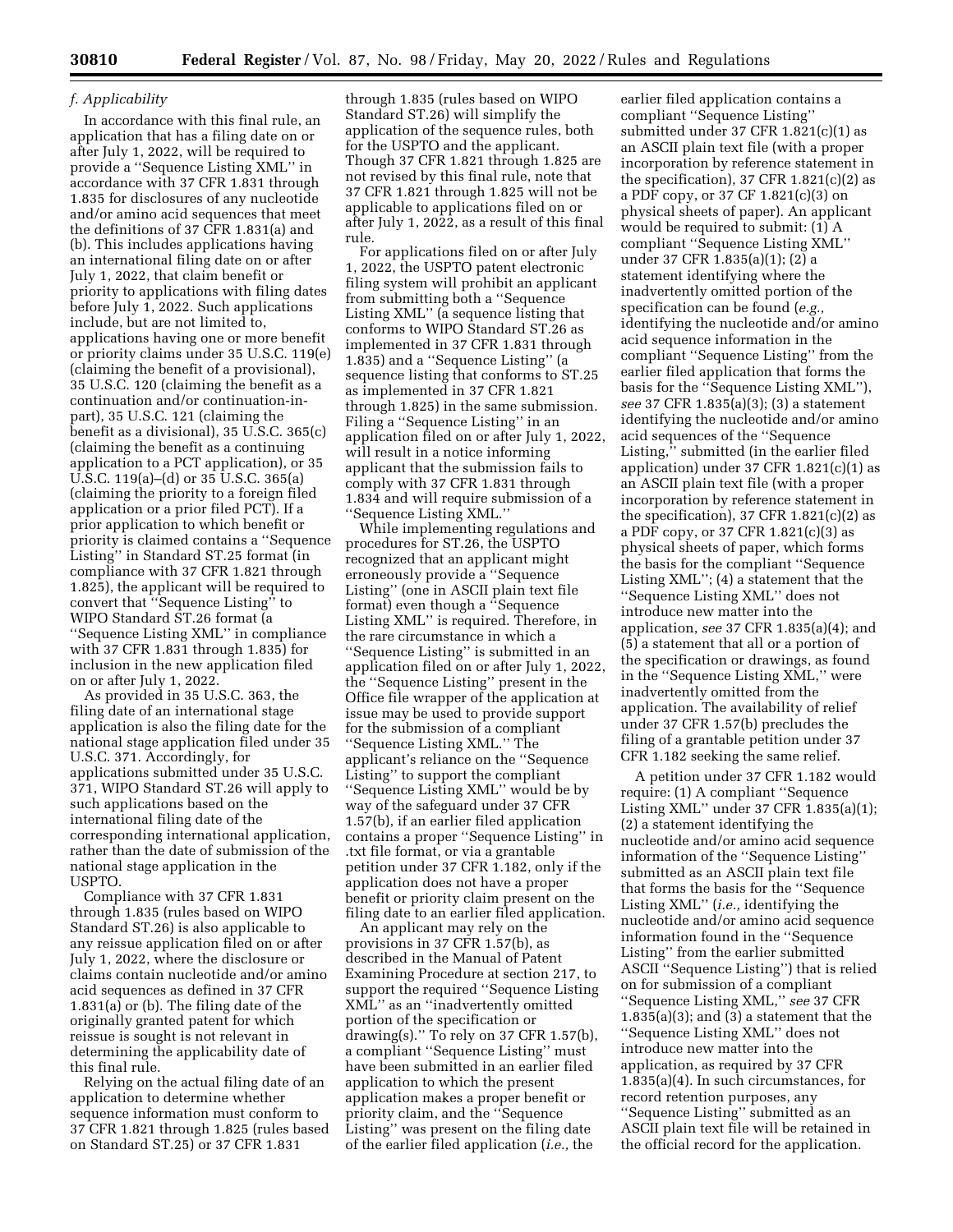### *f. Applicability*

In accordance with this final rule, an application that has a filing date on or after July 1, 2022, will be required to provide a "Sequence Listing XML" in accordance with 37 CFR 1.831 through 1.835 for disclosures of any nucleotide and/or amino acid sequences that meet the definitions of 37 CFR 1.831(a) and (b). This includes applications having an international filing date on or after July 1, 2022, that claim benefit or priority to applications with filing dates before July 1, 2022. Such applications include, but are not limited to, applications having one or more benefit or priority claims under 35 U.S.C. 119(e) (claiming the benefit of a provisional), 35 U.S.C. 120 (claiming the benefit as a continuation and/or continuation-in-part), 35 U.S.C. 121 (claiming the benefit as a divisional), 35 U.S.C. 365(c) (claiming the benefit as a continuing application to a PCT application), or 35 U.S.C. 119(a)–(d) or 35 U.S.C. 365(a) (claiming the priority to a foreign filed application or a prior filed PCT). If a prior application to which benefit or priority is claimed contains a "Sequence Listing" in Standard ST.25 format (in compliance with 37 CFR 1.821 through 1.825), the applicant will be required to convert that "Sequence Listing" to WIPO Standard ST.26 format (a "Sequence Listing XML" in compliance with 37 CFR 1.831 through 1.835) for inclusion in the new application filed on or after July 1, 2022.

As provided in 35 U.S.C. 363, the filing date of an international stage application is also the filing date for the national stage application filed under 35 U.S.C. 371. Accordingly, for applications submitted under 35 U.S.C. 371, WIPO Standard ST.26 will apply to such applications based on the international filing date of the corresponding international application, rather than the date of submission of the national stage application in the USPTO.

Compliance with 37 CFR 1.831 through 1.835 (rules based on WIPO Standard ST.26) is also applicable to any reissue application filed on or after July 1, 2022, where the disclosure or claims contain nucleotide and/or amino acid sequences as defined in 37 CFR 1.831(a) or (b). The filing date of the originally granted patent for which reissue is sought is not relevant in determining the applicability date of this final rule.

Relying on the actual filing date of an application to determine whether sequence information must conform to 37 CFR 1.821 through 1.825 (rules based on Standard ST.25) or 37 CFR 1.831 through 1.835 (rules based on WIPO Standard ST.26) will simplify the application of the sequence rules, both for the USPTO and the applicant. Though 37 CFR 1.821 through 1.825 are not revised by this final rule, note that 37 CFR 1.821 through 1.825 will not be applicable to applications filed on or after July 1, 2022, as a result of this final rule.

For applications filed on or after July 1, 2022, the USPTO patent electronic filing system will prohibit an applicant from submitting both a "Sequence Listing XML" (a sequence listing that conforms to WIPO Standard ST.26 as implemented in 37 CFR 1.831 through 1.835) and a "Sequence Listing" (a sequence listing that conforms to ST.25 as implemented in 37 CFR 1.821 through 1.825) in the same submission. Filing a "Sequence Listing" in an application filed on or after July 1, 2022, will result in a notice informing applicant that the submission fails to comply with 37 CFR 1.831 through 1.834 and will require submission of a "Sequence Listing XML."

While implementing regulations and procedures for ST.26, the USPTO recognized that an applicant might erroneously provide a "Sequence Listing" (one in ASCII plain text file format) even though a "Sequence Listing XML" is required. Therefore, in the rare circumstance in which a "Sequence Listing" is submitted in an application filed on or after July 1, 2022, the "Sequence Listing" present in the Office file wrapper of the application at issue may be used to provide support for the submission of a compliant "Sequence Listing XML." The applicant's reliance on the "Sequence Listing" to support the compliant "Sequence Listing XML" would be by way of the safeguard under 37 CFR 1.57(b), if an earlier filed application contains a proper "Sequence Listing" in .txt file format, or via a grantable petition under 37 CFR 1.182, only if the application does not have a proper benefit or priority claim present on the filing date to an earlier filed application.

An applicant may rely on the provisions in 37 CFR 1.57(b), as described in the Manual of Patent Examining Procedure at section 217, to support the required "Sequence Listing XML" as an "inadvertently omitted portion of the specification or drawing(s)." To rely on 37 CFR 1.57(b), a compliant "Sequence Listing" must have been submitted in an earlier filed application to which the present application makes a proper benefit or priority claim, and the "Sequence Listing" was present on the filing date of the earlier filed application (*i.e.,* the earlier filed application contains a compliant "Sequence Listing" submitted under 37 CFR 1.821(c)(1) as an ASCII plain text file (with a proper incorporation by reference statement in the specification), 37 CFR 1.821(c)(2) as a PDF copy, or 37 CF 1.821(c)(3) on physical sheets of paper). An applicant would be required to submit: (1) A compliant "Sequence Listing XML" under 37 CFR 1.835(a)(1); (2) a statement identifying where the inadvertently omitted portion of the specification can be found (*e.g.,* identifying the nucleotide and/or amino acid sequence information in the compliant "Sequence Listing" from the earlier filed application that forms the basis for the "Sequence Listing XML"), *see* 37 CFR 1.835(a)(3); (3) a statement identifying the nucleotide and/or amino acid sequences of the "Sequence Listing," submitted (in the earlier filed application) under 37 CFR 1.821(c)(1) as an ASCII plain text file (with a proper incorporation by reference statement in the specification), 37 CFR 1.821(c)(2) as a PDF copy, or 37 CFR 1.821(c)(3) as physical sheets of paper, which forms the basis for the compliant "Sequence Listing XML"; (4) a statement that the "Sequence Listing XML" does not introduce new matter into the application, *see* 37 CFR 1.835(a)(4); and (5) a statement that all or a portion of the specification or drawings, as found in the "Sequence Listing XML," were inadvertently omitted from the application. The availability of relief under 37 CFR 1.57(b) precludes the filing of a grantable petition under 37 CFR 1.182 seeking the same relief.

A petition under 37 CFR 1.182 would require: (1) A compliant "Sequence Listing XML" under 37 CFR 1.835(a)(1); (2) a statement identifying the nucleotide and/or amino acid sequence information of the "Sequence Listing" submitted as an ASCII plain text file that forms the basis for the "Sequence Listing XML" (*i.e.,* identifying the nucleotide and/or amino acid sequence information found in the "Sequence Listing" from the earlier submitted ASCII "Sequence Listing") that is relied on for submission of a compliant "Sequence Listing XML," *see* 37 CFR 1.835(a)(3); and (3) a statement that the "Sequence Listing XML" does not introduce new matter into the application, as required by 37 CFR 1.835(a)(4). In such circumstances, for record retention purposes, any "Sequence Listing" submitted as an ASCII plain text file will be retained in the official record for the application.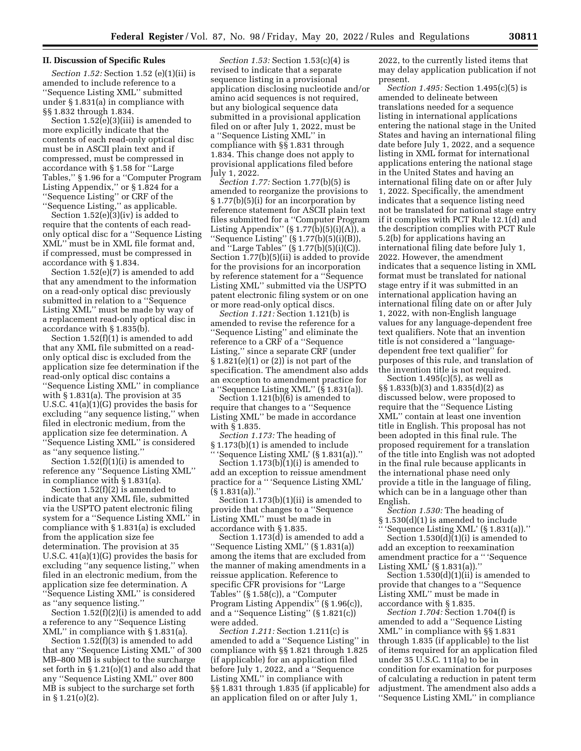## II. Discussion of Specific Rules

*Section 1.52:* Section 1.52 (e)(1)(ii) is amended to include reference to a ''Sequence Listing XML'' submitted under § 1.831(a) in compliance with §§ 1.832 through 1.834.

Section 1.52(e)(3)(iii) is amended to more explicitly indicate that the contents of each read-only optical disc must be in ASCII plain text and if compressed, must be compressed in accordance with § 1.58 for ''Large Tables,'' § 1.96 for a ''Computer Program Listing Appendix,'' or § 1.824 for a ''Sequence Listing'' or CRF of the ''Sequence Listing,'' as applicable.

Section 1.52(e)(3)(iv) is added to require that the contents of each read-only optical disc for a ''Sequence Listing XML'' must be in XML file format and, if compressed, must be compressed in accordance with § 1.834.

Section 1.52(e)(7) is amended to add that any amendment to the information on a read-only optical disc previously submitted in relation to a ''Sequence Listing XML'' must be made by way of a replacement read-only optical disc in accordance with § 1.835(b).

Section 1.52(f)(1) is amended to add that any XML file submitted on a read-only optical disc is excluded from the application size fee determination if the read-only optical disc contains a ''Sequence Listing XML'' in compliance with § 1.831(a). The provision at 35 U.S.C. 41(a)(1)(G) provides the basis for excluding ''any sequence listing,'' when filed in electronic medium, from the application size fee determination. A ''Sequence Listing XML'' is considered as ''any sequence listing.''

Section 1.52(f)(1)(i) is amended to reference any ''Sequence Listing XML'' in compliance with § 1.831(a).

Section 1.52(f)(2) is amended to indicate that any XML file, submitted via the USPTO patent electronic filing system for a ''Sequence Listing XML'' in compliance with § 1.831(a) is excluded from the application size fee determination. The provision at 35 U.S.C. 41(a)(1)(G) provides the basis for excluding ''any sequence listing,'' when filed in an electronic medium, from the application size fee determination. A ''Sequence Listing XML'' is considered as ''any sequence listing.''

Section 1.52(f)(2)(i) is amended to add a reference to any ''Sequence Listing XML'' in compliance with § 1.831(a).

Section 1.52(f)(3) is amended to add that any ''Sequence Listing XML'' of 300 MB–800 MB is subject to the surcharge set forth in § 1.21(o)(1) and also add that any ''Sequence Listing XML'' over 800 MB is subject to the surcharge set forth in § 1.21(o)(2).

*Section 1.53:* Section 1.53(c)(4) is revised to indicate that a separate sequence listing in a provisional application disclosing nucleotide and/or amino acid sequences is not required, but any biological sequence data submitted in a provisional application filed on or after July 1, 2022, must be a ''Sequence Listing XML'' in compliance with §§ 1.831 through 1.834. This change does not apply to provisional applications filed before July 1, 2022.

*Section 1.77:* Section 1.77(b)(5) is amended to reorganize the provisions to § 1.77(b)(5)(i) for an incorporation by reference statement for ASCII plain text files submitted for a ''Computer Program Listing Appendix'' (§ 1.77(b)(5)(i)(A)), a ''Sequence Listing'' (§ 1.77(b)(5)(i)(B)), and ''Large Tables'' (§ 1.77(b)(5)(i)(C)). Section 1.77(b)(5)(ii) is added to provide for the provisions for an incorporation by reference statement for a ''Sequence Listing XML'' submitted via the USPTO patent electronic filing system or on one or more read-only optical discs.

*Section 1.121:* Section 1.121(b) is amended to revise the reference for a ''Sequence Listing'' and eliminate the reference to a CRF of a ''Sequence Listing,'' since a separate CRF (under § 1.821(e)(1) or (2)) is not part of the specification. The amendment also adds an exception to amendment practice for a ''Sequence Listing XML'' (§ 1.831(a)).

Section 1.121(b)(6) is amended to require that changes to a ''Sequence Listing XML'' be made in accordance with § 1.835.

*Section 1.173:* The heading of § 1.173(b)(1) is amended to include '' 'Sequence Listing XML' (§ 1.831(a)).''

Section 1.173(b)(1)(i) is amended to add an exception to reissue amendment practice for a '' 'Sequence Listing XML' (§ 1.831(a)).''

Section 1.173(b)(1)(ii) is amended to provide that changes to a ''Sequence Listing XML'' must be made in accordance with § 1.835.

Section 1.173(d) is amended to add a ''Sequence Listing XML'' (§ 1.831(a)) among the items that are excluded from the manner of making amendments in a reissue application. Reference to specific CFR provisions for ''Large Tables'' (§ 1.58(c)), a ''Computer Program Listing Appendix'' (§ 1.96(c)), and a ''Sequence Listing'' (§ 1.821(c)) were added.

*Section 1.211:* Section 1.211(c) is amended to add a ''Sequence Listing'' in compliance with §§ 1.821 through 1.825 (if applicable) for an application filed before July 1, 2022, and a ''Sequence Listing XML'' in compliance with §§ 1.831 through 1.835 (if applicable) for an application filed on or after July 1, 2022, to the currently listed items that may delay application publication if not present.

*Section 1.495:* Section 1.495(c)(5) is amended to delineate between translations needed for a sequence listing in international applications entering the national stage in the United States and having an international filing date before July 1, 2022, and a sequence listing in XML format for international applications entering the national stage in the United States and having an international filing date on or after July 1, 2022. Specifically, the amendment indicates that a sequence listing need not be translated for national stage entry if it complies with PCT Rule 12.1(d) and the description complies with PCT Rule 5.2(b) for applications having an international filing date before July 1, 2022. However, the amendment indicates that a sequence listing in XML format must be translated for national stage entry if it was submitted in an international application having an international filing date on or after July 1, 2022, with non-English language values for any language-dependent free text qualifiers. Note that an invention title is not considered a ''language-dependent free text qualifier'' for purposes of this rule, and translation of the invention title is not required.

Section 1.495(c)(5), as well as §§ 1.833(b)(3) and 1.835(d)(2) as discussed below, were proposed to require that the ''Sequence Listing XML'' contain at least one invention title in English. This proposal has not been adopted in this final rule. The proposed requirement for a translation of the title into English was not adopted in the final rule because applicants in the international phase need only provide a title in the language of filing, which can be in a language other than English.

*Section 1.530:* The heading of § 1.530(d)(1) is amended to include '' 'Sequence Listing XML' (§ 1.831(a)).''

Section 1.530(d)(1)(i) is amended to add an exception to reexamination amendment practice for a '' 'Sequence Listing XML' (§ 1.831(a)).''

Section 1.530(d)(1)(ii) is amended to provide that changes to a ''Sequence Listing XML'' must be made in accordance with § 1.835.

*Section 1.704:* Section 1.704(f) is amended to add a ''Sequence Listing XML'' in compliance with §§ 1.831 through 1.835 (if applicable) to the list of items required for an application filed under 35 U.S.C. 111(a) to be in condition for examination for purposes of calculating a reduction in patent term adjustment. The amendment also adds a ''Sequence Listing XML'' in compliance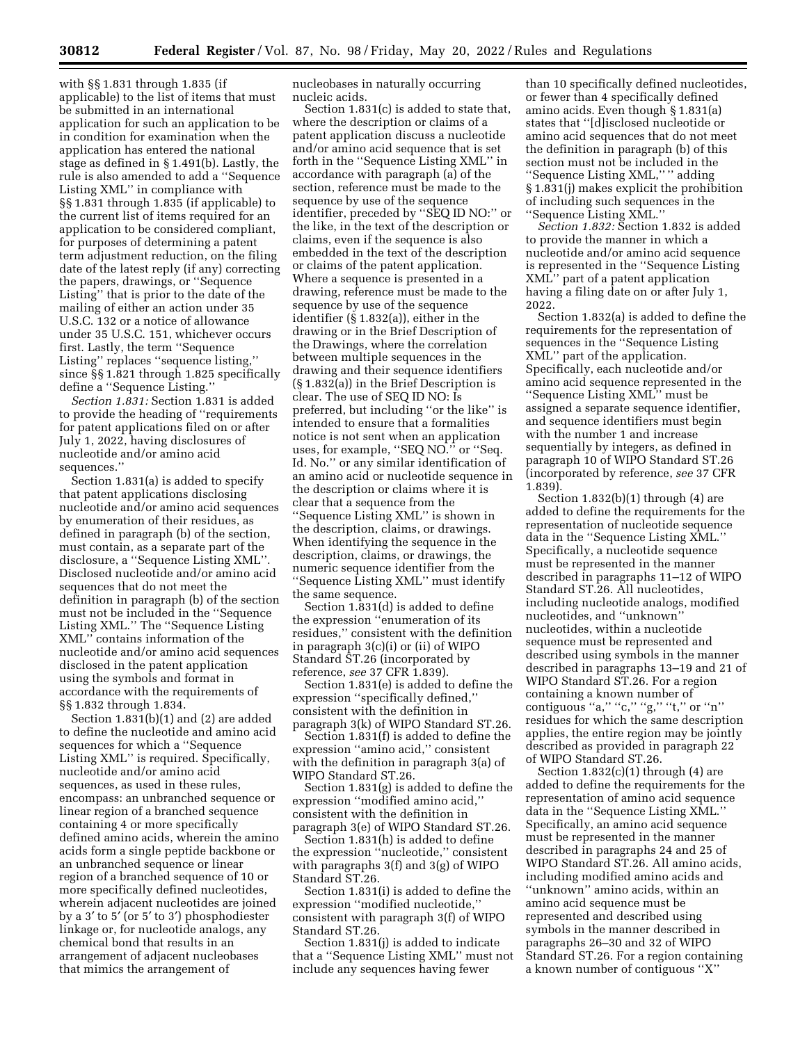with §§ 1.831 through 1.835 (if applicable) to the list of items that must be submitted in an international application for such an application to be in condition for examination when the application has entered the national stage as defined in § 1.491(b). Lastly, the rule is also amended to add a ''Sequence Listing XML'' in compliance with §§ 1.831 through 1.835 (if applicable) to the current list of items required for an application to be considered compliant, for purposes of determining a patent term adjustment reduction, on the filing date of the latest reply (if any) correcting the papers, drawings, or ''Sequence Listing'' that is prior to the date of the mailing of either an action under 35 U.S.C. 132 or a notice of allowance under 35 U.S.C. 151, whichever occurs first. Lastly, the term ''Sequence Listing'' replaces ''sequence listing,'' since §§ 1.821 through 1.825 specifically define a ''Sequence Listing.''

*Section 1.831:* Section 1.831 is added to provide the heading of ''requirements for patent applications filed on or after July 1, 2022, having disclosures of nucleotide and/or amino acid sequences.''

Section 1.831(a) is added to specify that patent applications disclosing nucleotide and/or amino acid sequences by enumeration of their residues, as defined in paragraph (b) of the section, must contain, as a separate part of the disclosure, a ''Sequence Listing XML''. Disclosed nucleotide and/or amino acid sequences that do not meet the definition in paragraph (b) of the section must not be included in the ''Sequence Listing XML.'' The ''Sequence Listing XML'' contains information of the nucleotide and/or amino acid sequences disclosed in the patent application using the symbols and format in accordance with the requirements of §§ 1.832 through 1.834.

Section 1.831(b)(1) and (2) are added to define the nucleotide and amino acid sequences for which a ''Sequence Listing XML'' is required. Specifically, nucleotide and/or amino acid sequences, as used in these rules, encompass: an unbranched sequence or linear region of a branched sequence containing 4 or more specifically defined amino acids, wherein the amino acids form a single peptide backbone or an unbranched sequence or linear region of a branched sequence of 10 or more specifically defined nucleotides, wherein adjacent nucleotides are joined by a 3′ to 5′ (or 5′ to 3′) phosphodiester linkage or, for nucleotide analogs, any chemical bond that results in an arrangement of adjacent nucleobases that mimics the arrangement of nucleobases in naturally occurring nucleic acids.

Section 1.831(c) is added to state that, where the description or claims of a patent application discuss a nucleotide and/or amino acid sequence that is set forth in the ''Sequence Listing XML'' in accordance with paragraph (a) of the section, reference must be made to the sequence by use of the sequence identifier, preceded by ''SEQ ID NO:'' or the like, in the text of the description or claims, even if the sequence is also embedded in the text of the description or claims of the patent application. Where a sequence is presented in a drawing, reference must be made to the sequence by use of the sequence identifier (§ 1.832(a)), either in the drawing or in the Brief Description of the Drawings, where the correlation between multiple sequences in the drawing and their sequence identifiers (§ 1.832(a)) in the Brief Description is clear. The use of SEQ ID NO: Is preferred, but including ''or the like'' is intended to ensure that a formalities notice is not sent when an application uses, for example, ''SEQ NO.'' or ''Seq. Id. No.'' or any similar identification of an amino acid or nucleotide sequence in the description or claims where it is clear that a sequence from the ''Sequence Listing XML'' is shown in the description, claims, or drawings. When identifying the sequence in the description, claims, or drawings, the numeric sequence identifier from the ''Sequence Listing XML'' must identify the same sequence.

Section 1.831(d) is added to define the expression ''enumeration of its residues,'' consistent with the definition in paragraph 3(c)(i) or (ii) of WIPO Standard ST.26 (incorporated by reference, *see* 37 CFR 1.839).

Section 1.831(e) is added to define the expression ''specifically defined,'' consistent with the definition in paragraph 3(k) of WIPO Standard ST.26.

Section 1.831(f) is added to define the expression ''amino acid,'' consistent with the definition in paragraph 3(a) of WIPO Standard ST.26.

Section 1.831(g) is added to define the expression ''modified amino acid,'' consistent with the definition in paragraph 3(e) of WIPO Standard ST.26.

Section 1.831(h) is added to define the expression ''nucleotide,'' consistent with paragraphs 3(f) and 3(g) of WIPO Standard ST.26.

Section 1.831(i) is added to define the expression ''modified nucleotide,'' consistent with paragraph 3(f) of WIPO Standard ST.26.

Section 1.831(j) is added to indicate that a ''Sequence Listing XML'' must not include any sequences having fewer than 10 specifically defined nucleotides, or fewer than 4 specifically defined amino acids. Even though § 1.831(a) states that ''[d]isclosed nucleotide or amino acid sequences that do not meet the definition in paragraph (b) of this section must not be included in the ''Sequence Listing XML,'' '' adding § 1.831(j) makes explicit the prohibition of including such sequences in the ''Sequence Listing XML.''

*Section 1.832:* Section 1.832 is added to provide the manner in which a nucleotide and/or amino acid sequence is represented in the ''Sequence Listing XML'' part of a patent application having a filing date on or after July 1, 2022.

Section 1.832(a) is added to define the requirements for the representation of sequences in the ''Sequence Listing XML'' part of the application. Specifically, each nucleotide and/or amino acid sequence represented in the ''Sequence Listing XML'' must be assigned a separate sequence identifier, and sequence identifiers must begin with the number 1 and increase sequentially by integers, as defined in paragraph 10 of WIPO Standard ST.26 (incorporated by reference, *see* 37 CFR 1.839).

Section 1.832(b)(1) through (4) are added to define the requirements for the representation of nucleotide sequence data in the ''Sequence Listing XML.'' Specifically, a nucleotide sequence must be represented in the manner described in paragraphs 11–12 of WIPO Standard ST.26. All nucleotides, including nucleotide analogs, modified nucleotides, and ''unknown'' nucleotides, within a nucleotide sequence must be represented and described using symbols in the manner described in paragraphs 13–19 and 21 of WIPO Standard ST.26. For a region containing a known number of contiguous ''a,'' ''c,'' ''g,'' ''t,'' or ''n'' residues for which the same description applies, the entire region may be jointly described as provided in paragraph 22 of WIPO Standard ST.26.

Section 1.832(c)(1) through (4) are added to define the requirements for the representation of amino acid sequence data in the ''Sequence Listing XML.'' Specifically, an amino acid sequence must be represented in the manner described in paragraphs 24 and 25 of WIPO Standard ST.26. All amino acids, including modified amino acids and ''unknown'' amino acids, within an amino acid sequence must be represented and described using symbols in the manner described in paragraphs 26–30 and 32 of WIPO Standard ST.26. For a region containing a known number of contiguous ''X''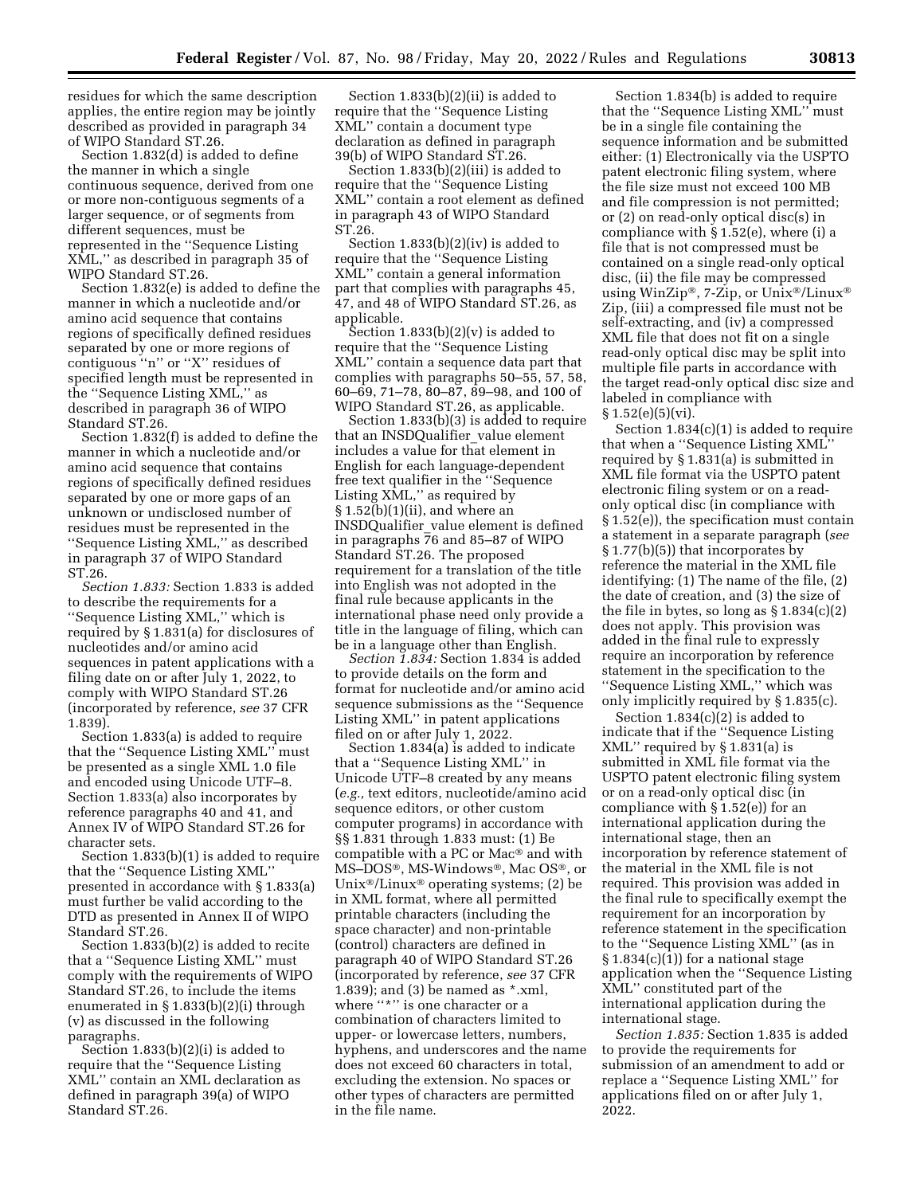residues for which the same description applies, the entire region may be jointly described as provided in paragraph 34 of WIPO Standard ST.26.

Section 1.832(d) is added to define the manner in which a single continuous sequence, derived from one or more non-contiguous segments of a larger sequence, or of segments from different sequences, must be represented in the ''Sequence Listing XML,'' as described in paragraph 35 of WIPO Standard ST.26.

Section 1.832(e) is added to define the manner in which a nucleotide and/or amino acid sequence that contains regions of specifically defined residues separated by one or more regions of contiguous ''n'' or ''X'' residues of specified length must be represented in the ''Sequence Listing XML,'' as described in paragraph 36 of WIPO Standard ST.26.

Section 1.832(f) is added to define the manner in which a nucleotide and/or amino acid sequence that contains regions of specifically defined residues separated by one or more gaps of an unknown or undisclosed number of residues must be represented in the ''Sequence Listing XML,'' as described in paragraph 37 of WIPO Standard ST.26.

*Section 1.833:* Section 1.833 is added to describe the requirements for a ''Sequence Listing XML,'' which is required by § 1.831(a) for disclosures of nucleotides and/or amino acid sequences in patent applications with a filing date on or after July 1, 2022, to comply with WIPO Standard ST.26 (incorporated by reference, *see* 37 CFR 1.839).

Section 1.833(a) is added to require that the ''Sequence Listing XML'' must be presented as a single XML 1.0 file and encoded using Unicode UTF–8. Section 1.833(a) also incorporates by reference paragraphs 40 and 41, and Annex IV of WIPO Standard ST.26 for character sets.

Section 1.833(b)(1) is added to require that the ''Sequence Listing XML'' presented in accordance with § 1.833(a) must further be valid according to the DTD as presented in Annex II of WIPO Standard ST.26.

Section 1.833(b)(2) is added to recite that a ''Sequence Listing XML'' must comply with the requirements of WIPO Standard ST.26, to include the items enumerated in § 1.833(b)(2)(i) through (v) as discussed in the following paragraphs.

Section 1.833(b)(2)(i) is added to require that the ''Sequence Listing XML'' contain an XML declaration as defined in paragraph 39(a) of WIPO Standard ST.26.

Section 1.833(b)(2)(ii) is added to require that the ''Sequence Listing XML'' contain a document type declaration as defined in paragraph 39(b) of WIPO Standard ST.26.

Section 1.833(b)(2)(iii) is added to require that the ''Sequence Listing XML'' contain a root element as defined in paragraph 43 of WIPO Standard ST.26.

Section 1.833(b)(2)(iv) is added to require that the ''Sequence Listing XML'' contain a general information part that complies with paragraphs 45, 47, and 48 of WIPO Standard ST.26, as applicable.

Section 1.833(b)(2)(v) is added to require that the ''Sequence Listing XML'' contain a sequence data part that complies with paragraphs 50–55, 57, 58, 60–69, 71–78, 80–87, 89–98, and 100 of WIPO Standard ST.26, as applicable.

Section 1.833(b)(3) is added to require that an INSDQualifier_value element includes a value for that element in English for each language-dependent free text qualifier in the ''Sequence Listing XML,'' as required by § 1.52(b)(1)(ii), and where an INSDQualifier_value element is defined in paragraphs 76 and 85–87 of WIPO Standard ST.26. The proposed requirement for a translation of the title into English was not adopted in the final rule because applicants in the international phase need only provide a title in the language of filing, which can be in a language other than English.

*Section 1.834:* Section 1.834 is added to provide details on the form and format for nucleotide and/or amino acid sequence submissions as the ''Sequence Listing XML'' in patent applications filed on or after July 1, 2022.

Section 1.834(a) is added to indicate that a ''Sequence Listing XML'' in Unicode UTF–8 created by any means (*e.g.,* text editors, nucleotide/amino acid sequence editors, or other custom computer programs) in accordance with §§ 1.831 through 1.833 must: (1) Be compatible with a PC or Mac® and with MS–DOS®, MS-Windows®, Mac OS®, or Unix®/Linux® operating systems; (2) be in XML format, where all permitted printable characters (including the space character) and non-printable (control) characters are defined in paragraph 40 of WIPO Standard ST.26 (incorporated by reference, *see* 37 CFR 1.839); and (3) be named as *.xml, where ''*'' is one character or a combination of characters limited to upper- or lowercase letters, numbers, hyphens, and underscores and the name does not exceed 60 characters in total, excluding the extension. No spaces or other types of characters are permitted in the file name.

Section 1.834(b) is added to require that the ''Sequence Listing XML'' must be in a single file containing the sequence information and be submitted either: (1) Electronically via the USPTO patent electronic filing system, where the file size must not exceed 100 MB and file compression is not permitted; or (2) on read-only optical disc(s) in compliance with § 1.52(e), where (i) a file that is not compressed must be contained on a single read-only optical disc, (ii) the file may be compressed using WinZip®, 7-Zip, or Unix®/Linux® Zip, (iii) a compressed file must not be self-extracting, and (iv) a compressed XML file that does not fit on a single read-only optical disc may be split into multiple file parts in accordance with the target read-only optical disc size and labeled in compliance with § 1.52(e)(5)(vi).

Section 1.834(c)(1) is added to require that when a ''Sequence Listing XML'' required by § 1.831(a) is submitted in XML file format via the USPTO patent electronic filing system or on a read-only optical disc (in compliance with § 1.52(e)), the specification must contain a statement in a separate paragraph (*see* § 1.77(b)(5)) that incorporates by reference the material in the XML file identifying: (1) The name of the file, (2) the date of creation, and (3) the size of the file in bytes, so long as § 1.834(c)(2) does not apply. This provision was added in the final rule to expressly require an incorporation by reference statement in the specification to the ''Sequence Listing XML,'' which was only implicitly required by § 1.835(c).

Section 1.834(c)(2) is added to indicate that if the ''Sequence Listing XML'' required by § 1.831(a) is submitted in XML file format via the USPTO patent electronic filing system or on a read-only optical disc (in compliance with § 1.52(e)) for an international application during the international stage, then an incorporation by reference statement of the material in the XML file is not required. This provision was added in the final rule to specifically exempt the requirement for an incorporation by reference statement in the specification to the ''Sequence Listing XML'' (as in § 1.834(c)(1)) for a national stage application when the ''Sequence Listing XML'' constituted part of the international application during the international stage.

*Section 1.835:* Section 1.835 is added to provide the requirements for submission of an amendment to add or replace a ''Sequence Listing XML'' for applications filed on or after July 1, 2022.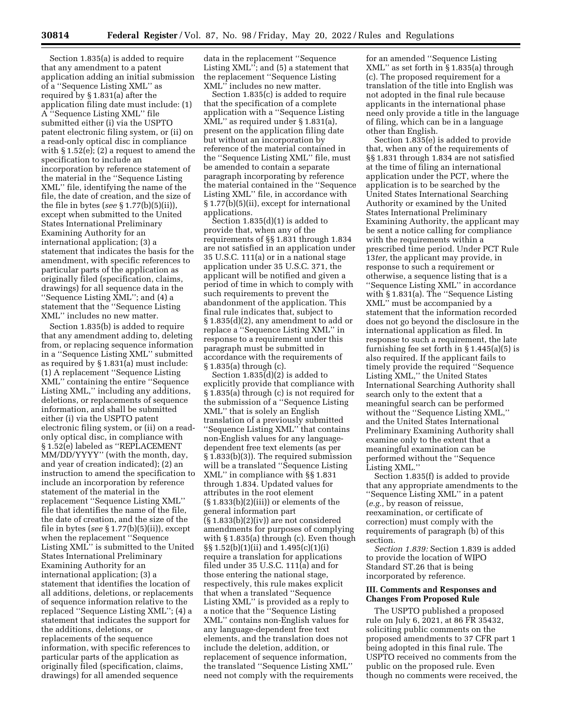Section 1.835(a) is added to require that any amendment to a patent application adding an initial submission of a ''Sequence Listing XML'' as required by § 1.831(a) after the application filing date must include: (1) A ''Sequence Listing XML'' file submitted either (i) via the USPTO patent electronic filing system, or (ii) on a read-only optical disc in compliance with § 1.52(e); (2) a request to amend the specification to include an incorporation by reference statement of the material in the ''Sequence Listing XML'' file, identifying the name of the file, the date of creation, and the size of the file in bytes (*see* § 1.77(b)(5)(ii)), except when submitted to the United States International Preliminary Examining Authority for an international application; (3) a statement that indicates the basis for the amendment, with specific references to particular parts of the application as originally filed (specification, claims, drawings) for all sequence data in the ''Sequence Listing XML''; and (4) a statement that the ''Sequence Listing XML'' includes no new matter.

Section 1.835(b) is added to require that any amendment adding to, deleting from, or replacing sequence information in a ''Sequence Listing XML'' submitted as required by § 1.831(a) must include: (1) A replacement ''Sequence Listing XML'' containing the entire ''Sequence Listing XML,'' including any additions, deletions, or replacements of sequence information, and shall be submitted either (i) via the USPTO patent electronic filing system, or (ii) on a read-only optical disc, in compliance with § 1.52(e) labeled as ''REPLACEMENT MM/DD/YYYY'' (with the month, day, and year of creation indicated); (2) an instruction to amend the specification to include an incorporation by reference statement of the material in the replacement ''Sequence Listing XML'' file that identifies the name of the file, the date of creation, and the size of the file in bytes (*see* § 1.77(b)(5)(ii)), except when the replacement ''Sequence Listing XML'' is submitted to the United States International Preliminary Examining Authority for an international application; (3) a statement that identifies the location of all additions, deletions, or replacements of sequence information relative to the replaced ''Sequence Listing XML''; (4) a statement that indicates the support for the additions, deletions, or replacements of the sequence information, with specific references to particular parts of the application as originally filed (specification, claims, drawings) for all amended sequence data in the replacement ''Sequence Listing XML''; and (5) a statement that the replacement ''Sequence Listing XML'' includes no new matter.

Section 1.835(c) is added to require that the specification of a complete application with a ''Sequence Listing XML'' as required under § 1.831(a), present on the application filing date but without an incorporation by reference of the material contained in the ''Sequence Listing XML'' file, must be amended to contain a separate paragraph incorporating by reference the material contained in the ''Sequence Listing XML'' file, in accordance with § 1.77(b)(5)(ii), except for international applications.

Section 1.835(d)(1) is added to provide that, when any of the requirements of §§ 1.831 through 1.834 are not satisfied in an application under 35 U.S.C. 111(a) or in a national stage application under 35 U.S.C. 371, the applicant will be notified and given a period of time in which to comply with such requirements to prevent the abandonment of the application. This final rule indicates that, subject to § 1.835(d)(2), any amendment to add or replace a ''Sequence Listing XML'' in response to a requirement under this paragraph must be submitted in accordance with the requirements of § 1.835(a) through (c).

Section 1.835(d)(2) is added to explicitly provide that compliance with § 1.835(a) through (c) is not required for the submission of a ''Sequence Listing XML'' that is solely an English translation of a previously submitted ''Sequence Listing XML'' that contains non-English values for any language-dependent free text elements (as per § 1.833(b)(3)). The required submission will be a translated ''Sequence Listing XML'' in compliance with §§ 1.831 through 1.834. Updated values for attributes in the root element (§ 1.833(b)(2)(iii)) or elements of the general information part (§ 1.833(b)(2)(iv)) are not considered amendments for purposes of complying with § 1.835(a) through (c). Even though §§ 1.52(b)(1)(ii) and 1.495(c)(1)(i) require a translation for applications filed under 35 U.S.C. 111(a) and for those entering the national stage, respectively, this rule makes explicit that when a translated ''Sequence Listing XML'' is provided as a reply to a notice that the ''Sequence Listing XML'' contains non-English values for any language-dependent free text elements, and the translation does not include the deletion, addition, or replacement of sequence information, the translated ''Sequence Listing XML'' need not comply with the requirements for an amended ''Sequence Listing XML'' as set forth in § 1.835(a) through (c). The proposed requirement for a translation of the title into English was not adopted in the final rule because applicants in the international phase need only provide a title in the language of filing, which can be in a language other than English.

Section 1.835(e) is added to provide that, when any of the requirements of §§ 1.831 through 1.834 are not satisfied at the time of filing an international application under the PCT, where the application is to be searched by the United States International Searching Authority or examined by the United States International Preliminary Examining Authority, the applicant may be sent a notice calling for compliance with the requirements within a prescribed time period. Under PCT Rule 13*ter,* the applicant may provide, in response to such a requirement or otherwise, a sequence listing that is a ''Sequence Listing XML'' in accordance with § 1.831(a). The ''Sequence Listing XML'' must be accompanied by a statement that the information recorded does not go beyond the disclosure in the international application as filed. In response to such a requirement, the late furnishing fee set forth in § 1.445(a)(5) is also required. If the applicant fails to timely provide the required ''Sequence Listing XML,'' the United States International Searching Authority shall search only to the extent that a meaningful search can be performed without the ''Sequence Listing XML,'' and the United States International Preliminary Examining Authority shall examine only to the extent that a meaningful examination can be performed without the ''Sequence Listing XML.''

Section 1.835(f) is added to provide that any appropriate amendments to the ''Sequence Listing XML'' in a patent (*e.g.,* by reason of reissue, reexamination, or certificate of correction) must comply with the requirements of paragraph (b) of this section.

*Section 1.839:* Section 1.839 is added to provide the location of WIPO Standard ST.26 that is being incorporated by reference.

## III. Comments and Responses and Changes From Proposed Rule

The USPTO published a proposed rule on July 6, 2021, at 86 FR 35432, soliciting public comments on the proposed amendments to 37 CFR part 1 being adopted in this final rule. The USPTO received no comments from the public on the proposed rule. Even though no comments were received, the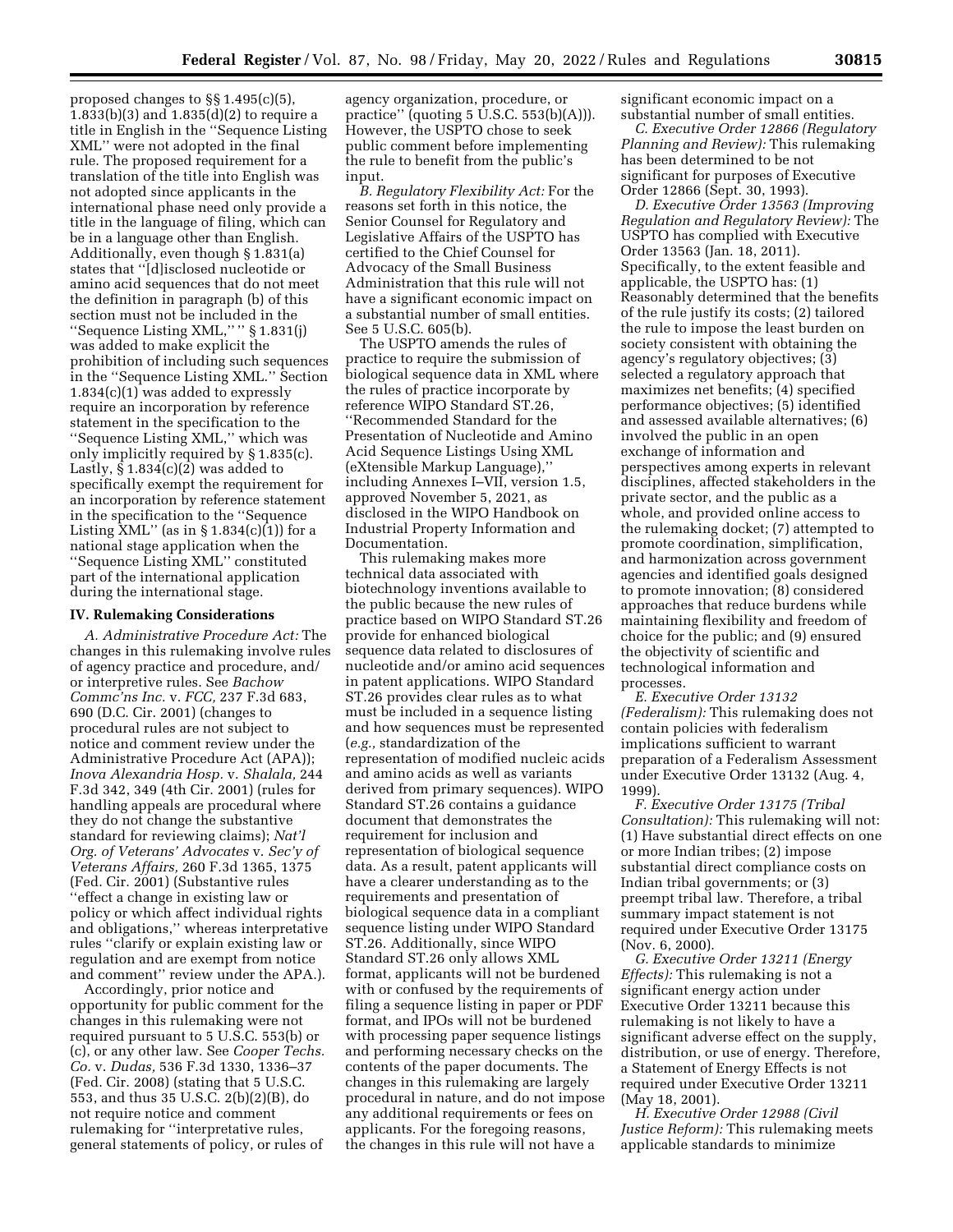proposed changes to §§ 1.495(c)(5), 1.833(b)(3) and 1.835(d)(2) to require a title in English in the "Sequence Listing XML" were not adopted in the final rule. The proposed requirement for a translation of the title into English was not adopted since applicants in the international phase need only provide a title in the language of filing, which can be in a language other than English. Additionally, even though § 1.831(a) states that "[d]isclosed nucleotide or amino acid sequences that do not meet the definition in paragraph (b) of this section must not be included in the "Sequence Listing XML," " § 1.831(j) was added to make explicit the prohibition of including such sequences in the "Sequence Listing XML." Section 1.834(c)(1) was added to expressly require an incorporation by reference statement in the specification to the "Sequence Listing XML," which was only implicitly required by § 1.835(c). Lastly, § 1.834(c)(2) was added to specifically exempt the requirement for an incorporation by reference statement in the specification to the "Sequence Listing XML" (as in § 1.834(c)(1)) for a national stage application when the "Sequence Listing XML" constituted part of the international application during the international stage.

## IV. Rulemaking Considerations

*A. Administrative Procedure Act:* The changes in this rulemaking involve rules of agency practice and procedure, and/or interpretive rules. See *Bachow Commc'ns Inc.* v. *FCC,* 237 F.3d 683, 690 (D.C. Cir. 2001) (changes to procedural rules are not subject to notice and comment review under the Administrative Procedure Act (APA)); *Inova Alexandria Hosp.* v. *Shalala,* 244 F.3d 342, 349 (4th Cir. 2001) (rules for handling appeals are procedural where they do not change the substantive standard for reviewing claims); *Nat'l Org. of Veterans' Advocates* v. *Sec'y of Veterans Affairs,* 260 F.3d 1365, 1375 (Fed. Cir. 2001) (Substantive rules "effect a change in existing law or policy or which affect individual rights and obligations," whereas interpretative rules "clarify or explain existing law or regulation and are exempt from notice and comment" review under the APA.).

Accordingly, prior notice and opportunity for public comment for the changes in this rulemaking were not required pursuant to 5 U.S.C. 553(b) or (c), or any other law. See *Cooper Techs. Co.* v. *Dudas,* 536 F.3d 1330, 1336–37 (Fed. Cir. 2008) (stating that 5 U.S.C. 553, and thus 35 U.S.C. 2(b)(2)(B), do not require notice and comment rulemaking for "interpretative rules, general statements of policy, or rules of agency organization, procedure, or practice" (quoting 5 U.S.C. 553(b)(A))). However, the USPTO chose to seek public comment before implementing the rule to benefit from the public's input.

*B. Regulatory Flexibility Act:* For the reasons set forth in this notice, the Senior Counsel for Regulatory and Legislative Affairs of the USPTO has certified to the Chief Counsel for Advocacy of the Small Business Administration that this rule will not have a significant economic impact on a substantial number of small entities. See 5 U.S.C. 605(b).

The USPTO amends the rules of practice to require the submission of biological sequence data in XML where the rules of practice incorporate by reference WIPO Standard ST.26, "Recommended Standard for the Presentation of Nucleotide and Amino Acid Sequence Listings Using XML (eXtensible Markup Language)," including Annexes I–VII, version 1.5, approved November 5, 2021, as disclosed in the WIPO Handbook on Industrial Property Information and Documentation.

This rulemaking makes more technical data associated with biotechnology inventions available to the public because the new rules of practice based on WIPO Standard ST.26 provide for enhanced biological sequence data related to disclosures of nucleotide and/or amino acid sequences in patent applications. WIPO Standard ST.26 provides clear rules as to what must be included in a sequence listing and how sequences must be represented (*e.g.,* standardization of the representation of modified nucleic acids and amino acids as well as variants derived from primary sequences). WIPO Standard ST.26 contains a guidance document that demonstrates the requirement for inclusion and representation of biological sequence data. As a result, patent applicants will have a clearer understanding as to the requirements and presentation of biological sequence data in a compliant sequence listing under WIPO Standard ST.26. Additionally, since WIPO Standard ST.26 only allows XML format, applicants will not be burdened with or confused by the requirements of filing a sequence listing in paper or PDF format, and IPOs will not be burdened with processing paper sequence listings and performing necessary checks on the contents of the paper documents. The changes in this rulemaking are largely procedural in nature, and do not impose any additional requirements or fees on applicants. For the foregoing reasons, the changes in this rule will not have a significant economic impact on a substantial number of small entities.

*C. Executive Order 12866 (Regulatory Planning and Review):* This rulemaking has been determined to be not significant for purposes of Executive Order 12866 (Sept. 30, 1993).

*D. Executive Order 13563 (Improving Regulation and Regulatory Review):* The USPTO has complied with Executive Order 13563 (Jan. 18, 2011). Specifically, to the extent feasible and applicable, the USPTO has: (1) Reasonably determined that the benefits of the rule justify its costs; (2) tailored the rule to impose the least burden on society consistent with obtaining the agency's regulatory objectives; (3) selected a regulatory approach that maximizes net benefits; (4) specified performance objectives; (5) identified and assessed available alternatives; (6) involved the public in an open exchange of information and perspectives among experts in relevant disciplines, affected stakeholders in the private sector, and the public as a whole, and provided online access to the rulemaking docket; (7) attempted to promote coordination, simplification, and harmonization across government agencies and identified goals designed to promote innovation; (8) considered approaches that reduce burdens while maintaining flexibility and freedom of choice for the public; and (9) ensured the objectivity of scientific and technological information and processes.

*E. Executive Order 13132 (Federalism):* This rulemaking does not contain policies with federalism implications sufficient to warrant preparation of a Federalism Assessment under Executive Order 13132 (Aug. 4, 1999).

*F. Executive Order 13175 (Tribal Consultation):* This rulemaking will not: (1) Have substantial direct effects on one or more Indian tribes; (2) impose substantial direct compliance costs on Indian tribal governments; or (3) preempt tribal law. Therefore, a tribal summary impact statement is not required under Executive Order 13175 (Nov. 6, 2000).

*G. Executive Order 13211 (Energy Effects):* This rulemaking is not a significant energy action under Executive Order 13211 because this rulemaking is not likely to have a significant adverse effect on the supply, distribution, or use of energy. Therefore, a Statement of Energy Effects is not required under Executive Order 13211 (May 18, 2001).

*H. Executive Order 12988 (Civil Justice Reform):* This rulemaking meets applicable standards to minimize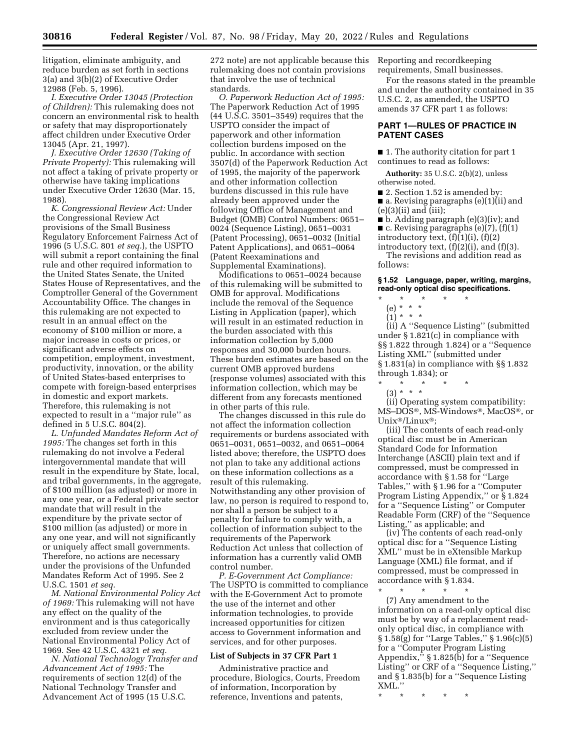litigation, eliminate ambiguity, and reduce burden as set forth in sections 3(a) and 3(b)(2) of Executive Order 12988 (Feb. 5, 1996).

*I. Executive Order 13045 (Protection of Children):* This rulemaking does not concern an environmental risk to health or safety that may disproportionately affect children under Executive Order 13045 (Apr. 21, 1997).

*J. Executive Order 12630 (Taking of Private Property):* This rulemaking will not affect a taking of private property or otherwise have taking implications under Executive Order 12630 (Mar. 15, 1988).

*K. Congressional Review Act:* Under the Congressional Review Act provisions of the Small Business Regulatory Enforcement Fairness Act of 1996 (5 U.S.C. 801 *et seq.*), the USPTO will submit a report containing the final rule and other required information to the United States Senate, the United States House of Representatives, and the Comptroller General of the Government Accountability Office. The changes in this rulemaking are not expected to result in an annual effect on the economy of $100 million or more, a major increase in costs or prices, or significant adverse effects on competition, employment, investment, productivity, innovation, or the ability of United States-based enterprises to compete with foreign-based enterprises in domestic and export markets. Therefore, this rulemaking is not expected to result in a ''major rule'' as defined in 5 U.S.C. 804(2).

*L. Unfunded Mandates Reform Act of 1995:* The changes set forth in this rulemaking do not involve a Federal intergovernmental mandate that will result in the expenditure by State, local, and tribal governments, in the aggregate, of $100 million (as adjusted) or more in any one year, or a Federal private sector mandate that will result in the expenditure by the private sector of $100 million (as adjusted) or more in any one year, and will not significantly or uniquely affect small governments. Therefore, no actions are necessary under the provisions of the Unfunded Mandates Reform Act of 1995. See 2 U.S.C. 1501 *et seq.*

*M. National Environmental Policy Act of 1969:* This rulemaking will not have any effect on the quality of the environment and is thus categorically excluded from review under the National Environmental Policy Act of 1969. See 42 U.S.C. 4321 *et seq.*

*N. National Technology Transfer and Advancement Act of 1995:* The requirements of section 12(d) of the National Technology Transfer and Advancement Act of 1995 (15 U.S.C. 272 note) are not applicable because this rulemaking does not contain provisions that involve the use of technical standards.

*O. Paperwork Reduction Act of 1995:* The Paperwork Reduction Act of 1995 (44 U.S.C. 3501–3549) requires that the USPTO consider the impact of paperwork and other information collection burdens imposed on the public. In accordance with section 3507(d) of the Paperwork Reduction Act of 1995, the majority of the paperwork and other information collection burdens discussed in this rule have already been approved under the following Office of Management and Budget (OMB) Control Numbers: 0651–0024 (Sequence Listing), 0651–0031 (Patent Processing), 0651–0032 (Initial Patent Applications), and 0651–0064 (Patent Reexaminations and Supplemental Examinations).

Modifications to 0651–0024 because of this rulemaking will be submitted to OMB for approval. Modifications include the removal of the Sequence Listing in Application (paper), which will result in an estimated reduction in the burden associated with this information collection by 5,000 responses and 30,000 burden hours. These burden estimates are based on the current OMB approved burdens (response volumes) associated with this information collection, which may be different from any forecasts mentioned in other parts of this rule.

The changes discussed in this rule do not affect the information collection requirements or burdens associated with 0651–0031, 0651–0032, and 0651–0064 listed above; therefore, the USPTO does not plan to take any additional actions on these information collections as a result of this rulemaking.

Notwithstanding any other provision of law, no person is required to respond to, nor shall a person be subject to a penalty for failure to comply with, a collection of information subject to the requirements of the Paperwork Reduction Act unless that collection of information has a currently valid OMB control number.

*P. E-Government Act Compliance:* The USPTO is committed to compliance with the E-Government Act to promote the use of the internet and other information technologies, to provide increased opportunities for citizen access to Government information and services, and for other purposes.

### List of Subjects in 37 CFR Part 1

Administrative practice and procedure, Biologics, Courts, Freedom of information, Incorporation by reference, Inventions and patents, Reporting and recordkeeping requirements, Small businesses.

For the reasons stated in the preamble and under the authority contained in 35 U.S.C. 2, as amended, the USPTO amends 37 CFR part 1 as follows:

## PART 1—RULES OF PRACTICE IN PATENT CASES

■ 1. The authority citation for part 1 continues to read as follows:

**Authority:** 35 U.S.C. 2(b)(2), unless otherwise noted.

■ 2. Section 1.52 is amended by:

■ a. Revising paragraphs (e)(1)(ii) and (e)(3)(ii) and (iii);

■ b. Adding paragraph (e)(3)(iv); and

■ c. Revising paragraphs (e)(7), (f)(1) introductory text, (f)(1)(i), (f)(2) introductory text, (f)(2)(i), and (f)(3).

The revisions and addition read as follows:

**§ 1.52 Language, paper, writing, margins, read-only optical disc specifications.**

\* \* \* \* \*

(e) \* \* \*

(1) \* \* \*

(ii) A ''Sequence Listing'' (submitted under § 1.821(c) in compliance with §§ 1.822 through 1.824) or a ''Sequence Listing XML'' (submitted under § 1.831(a) in compliance with §§ 1.832 through 1.834); or

\* \* \* \* \*

(3) \* \* \*

(ii) Operating system compatibility: MS–DOS®, MS-Windows®, MacOS®, or Unix®/Linux®;

(iii) The contents of each read-only optical disc must be in American Standard Code for Information Interchange (ASCII) plain text and if compressed, must be compressed in accordance with § 1.58 for ''Large Tables,'' with § 1.96 for a ''Computer Program Listing Appendix,'' or § 1.824 for a ''Sequence Listing'' or Computer Readable Form (CRF) of the ''Sequence Listing,'' as applicable; and

(iv) The contents of each read-only optical disc for a ''Sequence Listing XML'' must be in eXtensible Markup Language (XML) file format, and if compressed, must be compressed in accordance with § 1.834.

\* \* \* \* \*

(7) Any amendment to the information on a read-only optical disc must be by way of a replacement read-only optical disc, in compliance with § 1.58(g) for ''Large Tables,'' § 1.96(c)(5) for a ''Computer Program Listing Appendix,'' § 1.825(b) for a ''Sequence Listing'' or CRF of a ''Sequence Listing,'' and § 1.835(b) for a ''Sequence Listing XML.''

\* \* \* \* \*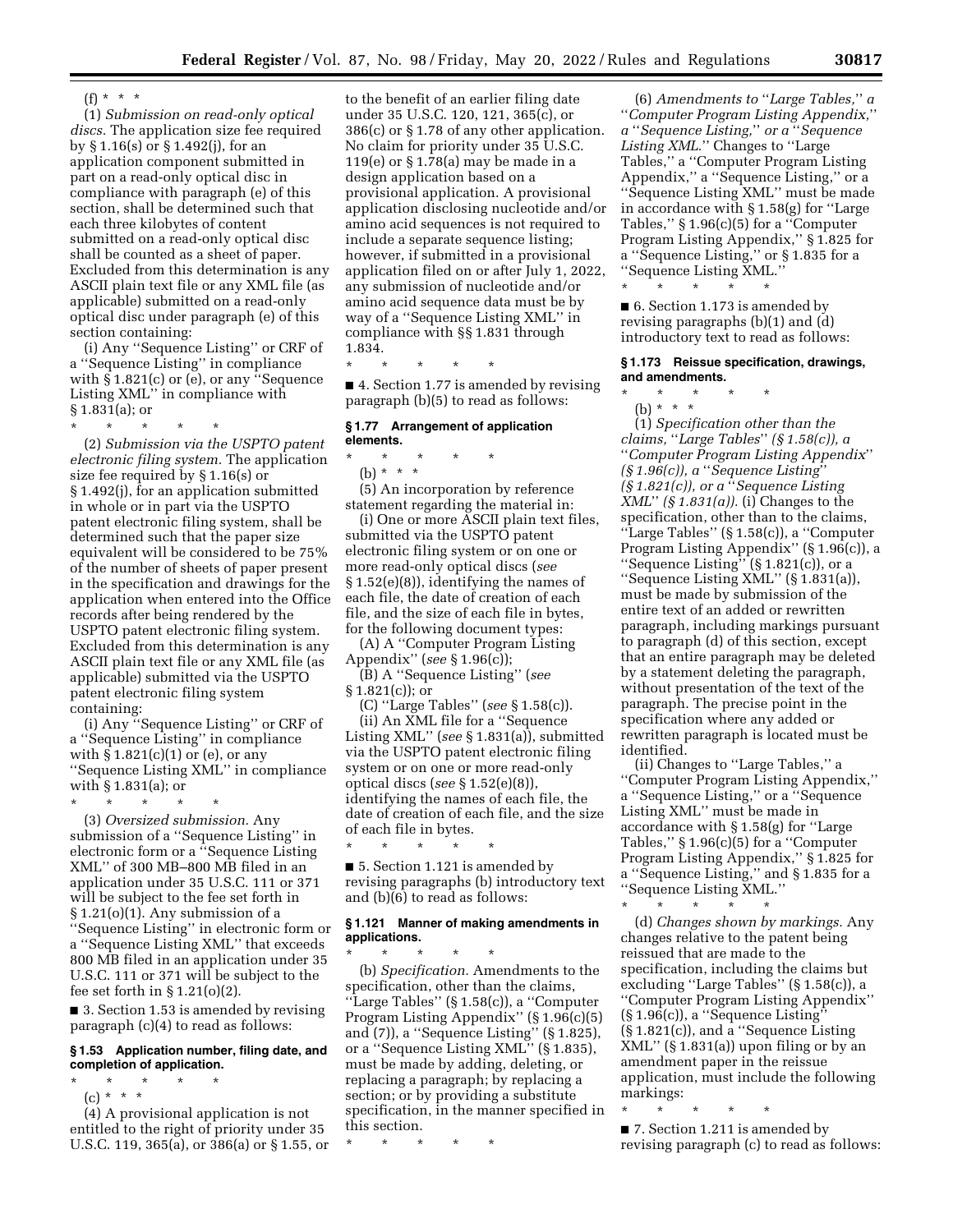(f) * * *

(1) *Submission on read-only optical discs.* The application size fee required by § 1.16(s) or § 1.492(j), for an application component submitted in part on a read-only optical disc in compliance with paragraph (e) of this section, shall be determined such that each three kilobytes of content submitted on a read-only optical disc shall be counted as a sheet of paper. Excluded from this determination is any ASCII plain text file or any XML file (as applicable) submitted on a read-only optical disc under paragraph (e) of this section containing:

(i) Any ''Sequence Listing'' or CRF of a ''Sequence Listing'' in compliance with § 1.821(c) or (e), or any ''Sequence Listing XML'' in compliance with § 1.831(a); or

\* \* \* \* \*

(2) *Submission via the USPTO patent electronic filing system.* The application size fee required by § 1.16(s) or § 1.492(j), for an application submitted in whole or in part via the USPTO patent electronic filing system, shall be determined such that the paper size equivalent will be considered to be 75% of the number of sheets of paper present in the specification and drawings for the application when entered into the Office records after being rendered by the USPTO patent electronic filing system. Excluded from this determination is any ASCII plain text file or any XML file (as applicable) submitted via the USPTO patent electronic filing system containing:

(i) Any ''Sequence Listing'' or CRF of a ''Sequence Listing'' in compliance with § 1.821(c)(1) or (e), or any ''Sequence Listing XML'' in compliance with § 1.831(a); or

\* \* \* \* \*

(3) *Oversized submission.* Any submission of a ''Sequence Listing'' in electronic form or a ''Sequence Listing XML'' of 300 MB–800 MB filed in an application under 35 U.S.C. 111 or 371 will be subject to the fee set forth in § 1.21(o)(1). Any submission of a ''Sequence Listing'' in electronic form or a ''Sequence Listing XML'' that exceeds 800 MB filed in an application under 35 U.S.C. 111 or 371 will be subject to the fee set forth in § 1.21(o)(2).

■ 3. Section 1.53 is amended by revising paragraph (c)(4) to read as follows:

### § 1.53 Application number, filing date, and completion of application.

\* \* \* \* \*

(c) * * *

(4) A provisional application is not entitled to the right of priority under 35 U.S.C. 119, 365(a), or 386(a) or § 1.55, or to the benefit of an earlier filing date under 35 U.S.C. 120, 121, 365(c), or 386(c) or § 1.78 of any other application. No claim for priority under 35 U.S.C. 119(e) or § 1.78(a) may be made in a design application based on a provisional application. A provisional application disclosing nucleotide and/or amino acid sequences is not required to include a separate sequence listing; however, if submitted in a provisional application filed on or after July 1, 2022, any submission of nucleotide and/or amino acid sequence data must be by way of a ''Sequence Listing XML'' in compliance with §§ 1.831 through 1.834.

\* \* \* \* \*

■ 4. Section 1.77 is amended by revising paragraph (b)(5) to read as follows:

### § 1.77 Arrangement of application elements.

\* \* \* \* \*

(b) * * *

(5) An incorporation by reference statement regarding the material in:

(i) One or more ASCII plain text files, submitted via the USPTO patent electronic filing system or on one or more read-only optical discs (*see* § 1.52(e)(8)), identifying the names of each file, the date of creation of each file, and the size of each file in bytes, for the following document types:

(A) A ''Computer Program Listing Appendix'' (*see* § 1.96(c));

(B) A ''Sequence Listing'' (*see* § 1.821(c)); or

(C) ''Large Tables'' (*see* § 1.58(c)).

(ii) An XML file for a ''Sequence Listing XML'' (*see* § 1.831(a)), submitted via the USPTO patent electronic filing system or on one or more read-only optical discs (*see* § 1.52(e)(8)), identifying the names of each file, the date of creation of each file, and the size of each file in bytes.

\* \* \* \* \*

■ 5. Section 1.121 is amended by revising paragraphs (b) introductory text and (b)(6) to read as follows:

### § 1.121 Manner of making amendments in applications.

\* \* \* \* \*

(b) *Specification.* Amendments to the specification, other than the claims, ''Large Tables'' (§ 1.58(c)), a ''Computer Program Listing Appendix'' (§ 1.96(c)(5) and (7)), a ''Sequence Listing'' (§ 1.825), or a ''Sequence Listing XML'' (§ 1.835), must be made by adding, deleting, or replacing a paragraph; by replacing a section; or by providing a substitute specification, in the manner specified in this section.

\* \* \* \* \*

(6) *Amendments to ''Large Tables,'' a ''Computer Program Listing Appendix,'' a ''Sequence Listing,'' or a ''Sequence Listing XML.''* Changes to ''Large Tables,'' a ''Computer Program Listing Appendix,'' a ''Sequence Listing,'' or a ''Sequence Listing XML'' must be made in accordance with § 1.58(g) for ''Large Tables,'' § 1.96(c)(5) for a ''Computer Program Listing Appendix,'' § 1.825 for a ''Sequence Listing,'' or § 1.835 for a ''Sequence Listing XML.''

\* \* \* \* \*

■ 6. Section 1.173 is amended by revising paragraphs (b)(1) and (d) introductory text to read as follows:

### § 1.173 Reissue specification, drawings, and amendments.

\* \* \* \* \*

(b) * * *

(1) *Specification other than the claims, ''Large Tables'' (§ 1.58(c)), a ''Computer Program Listing Appendix'' (§ 1.96(c)), a ''Sequence Listing'' (§ 1.821(c)), or a ''Sequence Listing XML'' (§ 1.831(a)).* (i) Changes to the specification, other than to the claims, ''Large Tables'' (§ 1.58(c)), a ''Computer Program Listing Appendix'' (§ 1.96(c)), a ''Sequence Listing'' (§ 1.821(c)), or a ''Sequence Listing XML'' (§ 1.831(a)), must be made by submission of the entire text of an added or rewritten paragraph, including markings pursuant to paragraph (d) of this section, except that an entire paragraph may be deleted by a statement deleting the paragraph, without presentation of the text of the paragraph. The precise point in the specification where any added or rewritten paragraph is located must be identified.

(ii) Changes to ''Large Tables,'' a ''Computer Program Listing Appendix,'' a ''Sequence Listing,'' or a ''Sequence Listing XML'' must be made in accordance with § 1.58(g) for ''Large Tables,'' § 1.96(c)(5) for a ''Computer Program Listing Appendix,'' § 1.825 for a ''Sequence Listing,'' and § 1.835 for a ''Sequence Listing XML.''

\* \* \* \* \*

(d) *Changes shown by markings.* Any changes relative to the patent being reissued that are made to the specification, including the claims but excluding ''Large Tables'' (§ 1.58(c)), a ''Computer Program Listing Appendix'' (§ 1.96(c)), a ''Sequence Listing'' (§ 1.821(c)), and a ''Sequence Listing XML'' (§ 1.831(a)) upon filing or by an amendment paper in the reissue application, must include the following markings:

\* \* \* \* \*

■ 7. Section 1.211 is amended by revising paragraph (c) to read as follows: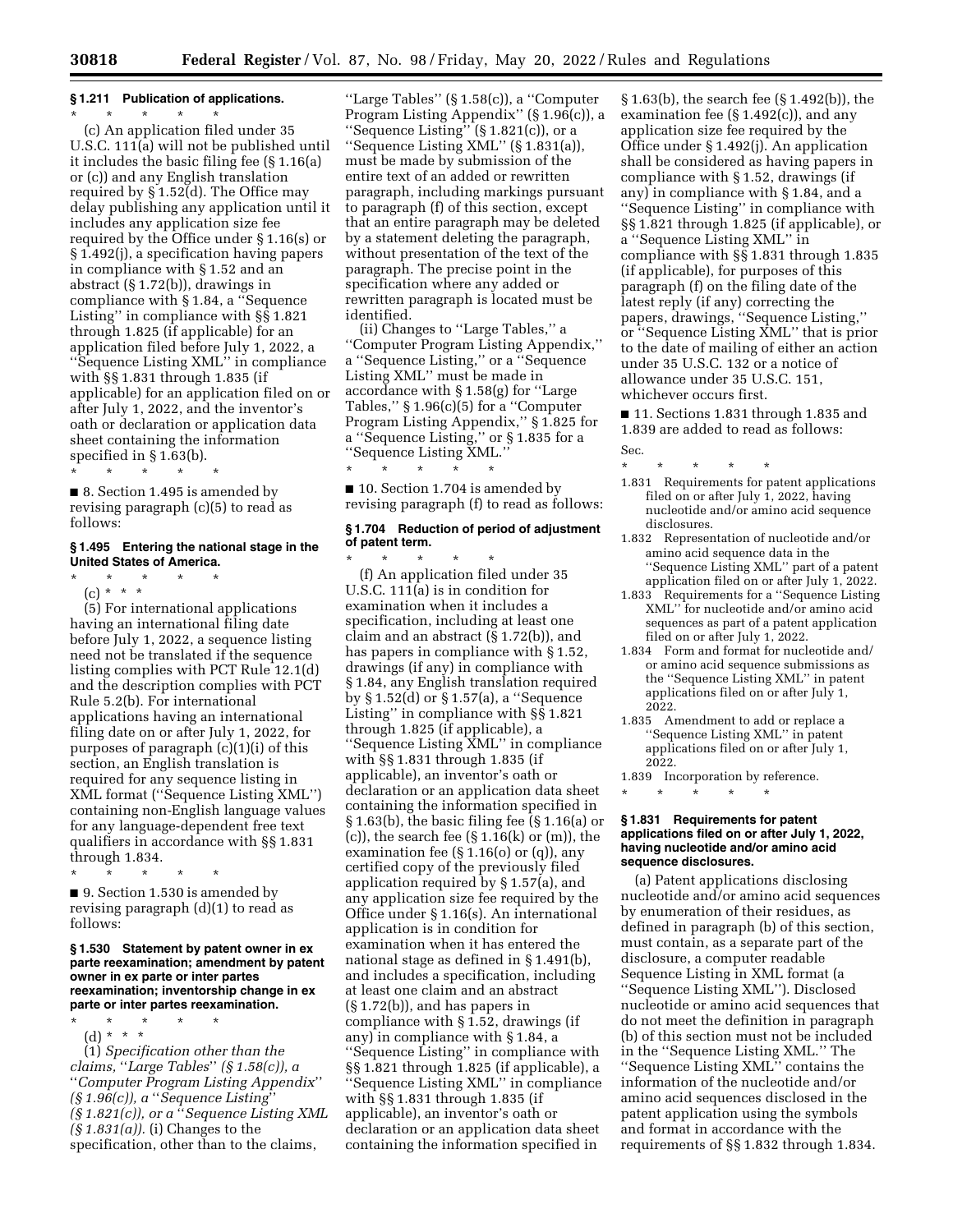**§ 1.211 Publication of applications.**

\* \* \* \* \*

(c) An application filed under 35 U.S.C. 111(a) will not be published until it includes the basic filing fee (§ 1.16(a) or (c)) and any English translation required by § 1.52(d). The Office may delay publishing any application until it includes any application size fee required by the Office under § 1.16(s) or § 1.492(j), a specification having papers in compliance with § 1.52 and an abstract (§ 1.72(b)), drawings in compliance with § 1.84, a ''Sequence Listing'' in compliance with §§ 1.821 through 1.825 (if applicable) for an application filed before July 1, 2022, a ''Sequence Listing XML'' in compliance with §§ 1.831 through 1.835 (if applicable) for an application filed on or after July 1, 2022, and the inventor's oath or declaration or application data sheet containing the information specified in § 1.63(b).

\* \* \* \* \*

■ 8. Section 1.495 is amended by revising paragraph (c)(5) to read as follows:

**§ 1.495 Entering the national stage in the United States of America.**

\* \* \* \* \*

(c) \* \* \*

(5) For international applications having an international filing date before July 1, 2022, a sequence listing need not be translated if the sequence listing complies with PCT Rule 12.1(d) and the description complies with PCT Rule 5.2(b). For international applications having an international filing date on or after July 1, 2022, for purposes of paragraph (c)(1)(i) of this section, an English translation is required for any sequence listing in XML format (''Sequence Listing XML'') containing non-English language values for any language-dependent free text qualifiers in accordance with §§ 1.831 through 1.834.

\* \* \* \* \*

■ 9. Section 1.530 is amended by revising paragraph (d)(1) to read as follows:

**§ 1.530 Statement by patent owner in ex parte reexamination; amendment by patent owner in ex parte or inter partes reexamination; inventorship change in ex parte or inter partes reexamination.**

\* \* \* \* \*

(d) \* \* \*

(1) *Specification other than the claims, ''Large Tables'' (§ 1.58(c)), a ''Computer Program Listing Appendix'' (§ 1.96(c)), a ''Sequence Listing'' (§ 1.821(c)), or a ''Sequence Listing XML (§ 1.831(a)).* (i) Changes to the specification, other than to the claims, ''Large Tables'' (§ 1.58(c)), a ''Computer Program Listing Appendix'' (§ 1.96(c)), a ''Sequence Listing'' (§ 1.821(c)), or a ''Sequence Listing XML'' (§ 1.831(a)), must be made by submission of the entire text of an added or rewritten paragraph, including markings pursuant to paragraph (f) of this section, except that an entire paragraph may be deleted by a statement deleting the paragraph, without presentation of the text of the paragraph. The precise point in the specification where any added or rewritten paragraph is located must be identified.

(ii) Changes to ''Large Tables,'' a ''Computer Program Listing Appendix,'' a ''Sequence Listing,'' or a ''Sequence Listing XML'' must be made in accordance with § 1.58(g) for ''Large Tables,'' § 1.96(c)(5) for a ''Computer Program Listing Appendix,'' § 1.825 for a ''Sequence Listing,'' or § 1.835 for a ''Sequence Listing XML.''

\* \* \* \* \*

■ 10. Section 1.704 is amended by revising paragraph (f) to read as follows:

**§ 1.704 Reduction of period of adjustment of patent term.**

\* \* \* \* \*

(f) An application filed under 35 U.S.C. 111(a) is in condition for examination when it includes a specification, including at least one claim and an abstract (§ 1.72(b)), and has papers in compliance with § 1.52, drawings (if any) in compliance with § 1.84, any English translation required by § 1.52(d) or § 1.57(a), a ''Sequence Listing'' in compliance with §§ 1.821 through 1.825 (if applicable), a ''Sequence Listing XML'' in compliance with §§ 1.831 through 1.835 (if applicable), an inventor's oath or declaration or an application data sheet containing the information specified in § 1.63(b), the basic filing fee (§ 1.16(a) or (c)), the search fee (§ 1.16(k) or (m)), the examination fee (§ 1.16(o) or (q)), any certified copy of the previously filed application required by § 1.57(a), and any application size fee required by the Office under § 1.16(s). An international application is in condition for examination when it has entered the national stage as defined in § 1.491(b), and includes a specification, including at least one claim and an abstract (§ 1.72(b)), and has papers in compliance with § 1.52, drawings (if any) in compliance with § 1.84, a ''Sequence Listing'' in compliance with §§ 1.821 through 1.825 (if applicable), a ''Sequence Listing XML'' in compliance with §§ 1.831 through 1.835 (if applicable), an inventor's oath or declaration or an application data sheet containing the information specified in § 1.63(b), the search fee (§ 1.492(b)), the examination fee (§ 1.492(c)), and any application size fee required by the Office under § 1.492(j). An application shall be considered as having papers in compliance with § 1.52, drawings (if any) in compliance with § 1.84, and a ''Sequence Listing'' in compliance with §§ 1.821 through 1.825 (if applicable), or a ''Sequence Listing XML'' in compliance with §§ 1.831 through 1.835 (if applicable), for purposes of this paragraph (f) on the filing date of the latest reply (if any) correcting the papers, drawings, ''Sequence Listing,'' or ''Sequence Listing XML'' that is prior to the date of mailing of either an action under 35 U.S.C. 132 or a notice of allowance under 35 U.S.C. 151, whichever occurs first.

■ 11. Sections 1.831 through 1.835 and 1.839 are added to read as follows:

Sec.

\* \* \* \* \*

1.831 Requirements for patent applications filed on or after July 1, 2022, having nucleotide and/or amino acid sequence disclosures.

1.832 Representation of nucleotide and/or amino acid sequence data in the ''Sequence Listing XML'' part of a patent application filed on or after July 1, 2022.

1.833 Requirements for a ''Sequence Listing XML'' for nucleotide and/or amino acid sequences as part of a patent application filed on or after July 1, 2022.

1.834 Form and format for nucleotide and/or amino acid sequence submissions as the ''Sequence Listing XML'' in patent applications filed on or after July 1, 2022.

1.835 Amendment to add or replace a ''Sequence Listing XML'' in patent applications filed on or after July 1, 2022.

1.839 Incorporation by reference.

\* \* \* \* \*

**§ 1.831 Requirements for patent applications filed on or after July 1, 2022, having nucleotide and/or amino acid sequence disclosures.**

(a) Patent applications disclosing nucleotide and/or amino acid sequences by enumeration of their residues, as defined in paragraph (b) of this section, must contain, as a separate part of the disclosure, a computer readable Sequence Listing in XML format (a ''Sequence Listing XML''). Disclosed nucleotide or amino acid sequences that do not meet the definition in paragraph (b) of this section must not be included in the ''Sequence Listing XML.'' The ''Sequence Listing XML'' contains the information of the nucleotide and/or amino acid sequences disclosed in the patent application using the symbols and format in accordance with the requirements of §§ 1.832 through 1.834.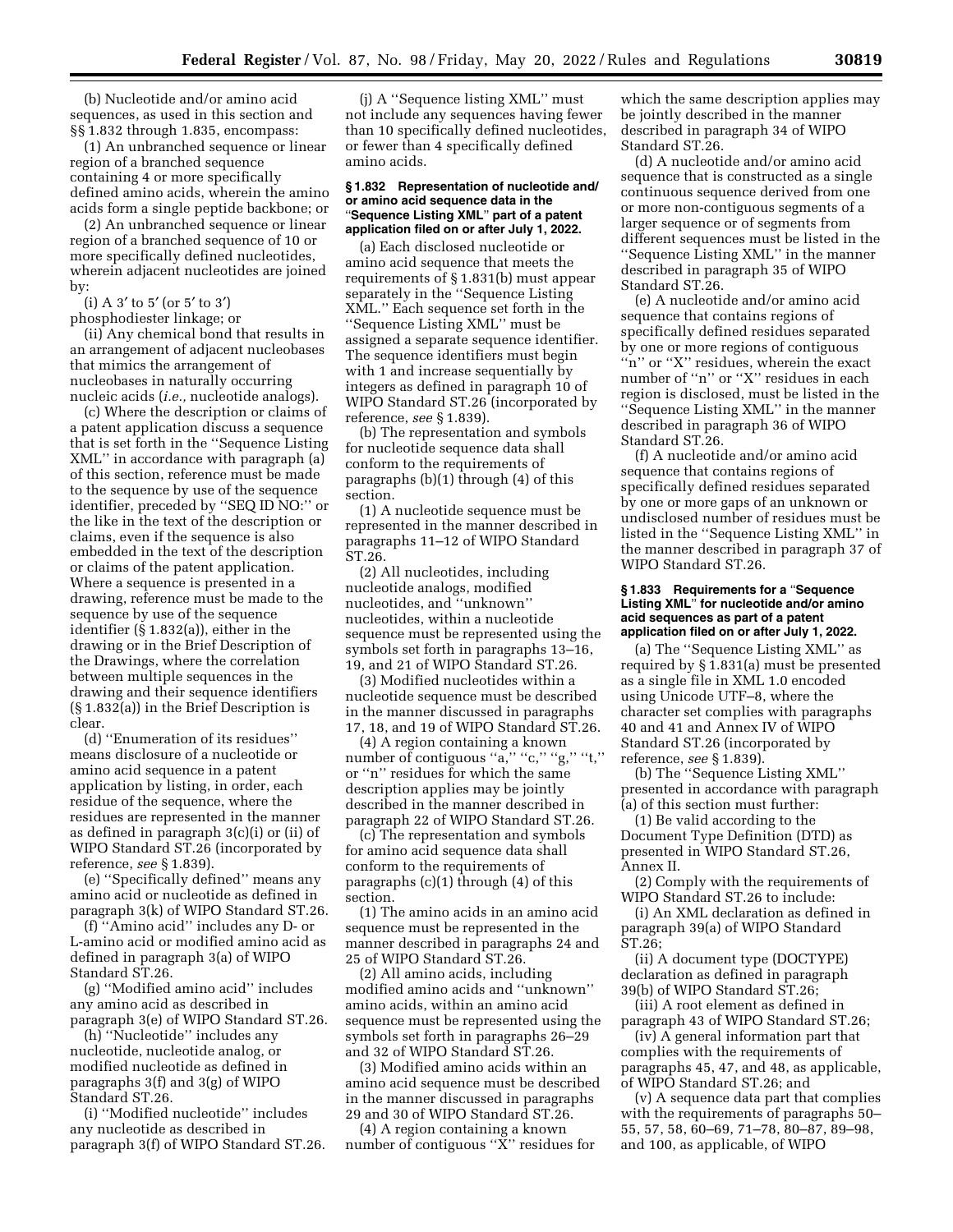(b) Nucleotide and/or amino acid sequences, as used in this section and §§ 1.832 through 1.835, encompass:

(1) An unbranched sequence or linear region of a branched sequence containing 4 or more specifically defined amino acids, wherein the amino acids form a single peptide backbone; or

(2) An unbranched sequence or linear region of a branched sequence of 10 or more specifically defined nucleotides, wherein adjacent nucleotides are joined by:

(i) A 3′ to 5′ (or 5′ to 3′) phosphodiester linkage; or

(ii) Any chemical bond that results in an arrangement of adjacent nucleobases that mimics the arrangement of nucleobases in naturally occurring nucleic acids (*i.e.,* nucleotide analogs).

(c) Where the description or claims of a patent application discuss a sequence that is set forth in the ''Sequence Listing XML'' in accordance with paragraph (a) of this section, reference must be made to the sequence by use of the sequence identifier, preceded by ''SEQ ID NO:'' or the like in the text of the description or claims, even if the sequence is also embedded in the text of the description or claims of the patent application. Where a sequence is presented in a drawing, reference must be made to the sequence by use of the sequence identifier (§ 1.832(a)), either in the drawing or in the Brief Description of the Drawings, where the correlation between multiple sequences in the drawing and their sequence identifiers (§ 1.832(a)) in the Brief Description is clear.

(d) ''Enumeration of its residues'' means disclosure of a nucleotide or amino acid sequence in a patent application by listing, in order, each residue of the sequence, where the residues are represented in the manner as defined in paragraph 3(c)(i) or (ii) of WIPO Standard ST.26 (incorporated by reference, *see* § 1.839).

(e) ''Specifically defined'' means any amino acid or nucleotide as defined in paragraph 3(k) of WIPO Standard ST.26.

(f) ''Amino acid'' includes any D- or L-amino acid or modified amino acid as defined in paragraph 3(a) of WIPO Standard ST.26.

(g) ''Modified amino acid'' includes any amino acid as described in paragraph 3(e) of WIPO Standard ST.26.

(h) ''Nucleotide'' includes any nucleotide, nucleotide analog, or modified nucleotide as defined in paragraphs 3(f) and 3(g) of WIPO Standard ST.26.

(i) ''Modified nucleotide'' includes any nucleotide as described in paragraph 3(f) of WIPO Standard ST.26.

(j) A ''Sequence listing XML'' must not include any sequences having fewer than 10 specifically defined nucleotides, or fewer than 4 specifically defined amino acids.

### § 1.832 Representation of nucleotide and/or amino acid sequence data in the "Sequence Listing XML" part of a patent application filed on or after July 1, 2022.

(a) Each disclosed nucleotide or amino acid sequence that meets the requirements of § 1.831(b) must appear separately in the ''Sequence Listing XML.'' Each sequence set forth in the ''Sequence Listing XML'' must be assigned a separate sequence identifier. The sequence identifiers must begin with 1 and increase sequentially by integers as defined in paragraph 10 of WIPO Standard ST.26 (incorporated by reference, *see* § 1.839).

(b) The representation and symbols for nucleotide sequence data shall conform to the requirements of paragraphs (b)(1) through (4) of this section.

(1) A nucleotide sequence must be represented in the manner described in paragraphs 11–12 of WIPO Standard ST.26.

(2) All nucleotides, including nucleotide analogs, modified nucleotides, and ''unknown'' nucleotides, within a nucleotide sequence must be represented using the symbols set forth in paragraphs 13–16, 19, and 21 of WIPO Standard ST.26.

(3) Modified nucleotides within a nucleotide sequence must be described in the manner discussed in paragraphs 17, 18, and 19 of WIPO Standard ST.26.

(4) A region containing a known number of contiguous ''a,'' ''c,'' ''g,'' ''t,'' or ''n'' residues for which the same description applies may be jointly described in the manner described in paragraph 22 of WIPO Standard ST.26.

(c) The representation and symbols for amino acid sequence data shall conform to the requirements of paragraphs (c)(1) through (4) of this section.

(1) The amino acids in an amino acid sequence must be represented in the manner described in paragraphs 24 and 25 of WIPO Standard ST.26.

(2) All amino acids, including modified amino acids and ''unknown'' amino acids, within an amino acid sequence must be represented using the symbols set forth in paragraphs 26–29 and 32 of WIPO Standard ST.26.

(3) Modified amino acids within an amino acid sequence must be described in the manner discussed in paragraphs 29 and 30 of WIPO Standard ST.26.

(4) A region containing a known number of contiguous ''X'' residues for which the same description applies may be jointly described in the manner described in paragraph 34 of WIPO Standard ST.26.

(d) A nucleotide and/or amino acid sequence that is constructed as a single continuous sequence derived from one or more non-contiguous segments of a larger sequence or of segments from different sequences must be listed in the ''Sequence Listing XML'' in the manner described in paragraph 35 of WIPO Standard ST.26.

(e) A nucleotide and/or amino acid sequence that contains regions of specifically defined residues separated by one or more regions of contiguous ''n'' or ''X'' residues, wherein the exact number of ''n'' or ''X'' residues in each region is disclosed, must be listed in the ''Sequence Listing XML'' in the manner described in paragraph 36 of WIPO Standard ST.26.

(f) A nucleotide and/or amino acid sequence that contains regions of specifically defined residues separated by one or more gaps of an unknown or undisclosed number of residues must be listed in the ''Sequence Listing XML'' in the manner described in paragraph 37 of WIPO Standard ST.26.

### § 1.833 Requirements for a "Sequence Listing XML" for nucleotide and/or amino acid sequences as part of a patent application filed on or after July 1, 2022.

(a) The ''Sequence Listing XML'' as required by § 1.831(a) must be presented as a single file in XML 1.0 encoded using Unicode UTF–8, where the character set complies with paragraphs 40 and 41 and Annex IV of WIPO Standard ST.26 (incorporated by reference, *see* § 1.839).

(b) The ''Sequence Listing XML'' presented in accordance with paragraph (a) of this section must further:

(1) Be valid according to the Document Type Definition (DTD) as presented in WIPO Standard ST.26, Annex II.

(2) Comply with the requirements of WIPO Standard ST.26 to include:

(i) An XML declaration as defined in paragraph 39(a) of WIPO Standard ST.26;

(ii) A document type (DOCTYPE) declaration as defined in paragraph 39(b) of WIPO Standard ST.26;

(iii) A root element as defined in paragraph 43 of WIPO Standard ST.26;

(iv) A general information part that complies with the requirements of paragraphs 45, 47, and 48, as applicable, of WIPO Standard ST.26; and

(v) A sequence data part that complies with the requirements of paragraphs 50–55, 57, 58, 60–69, 71–78, 80–87, 89–98, and 100, as applicable, of WIPO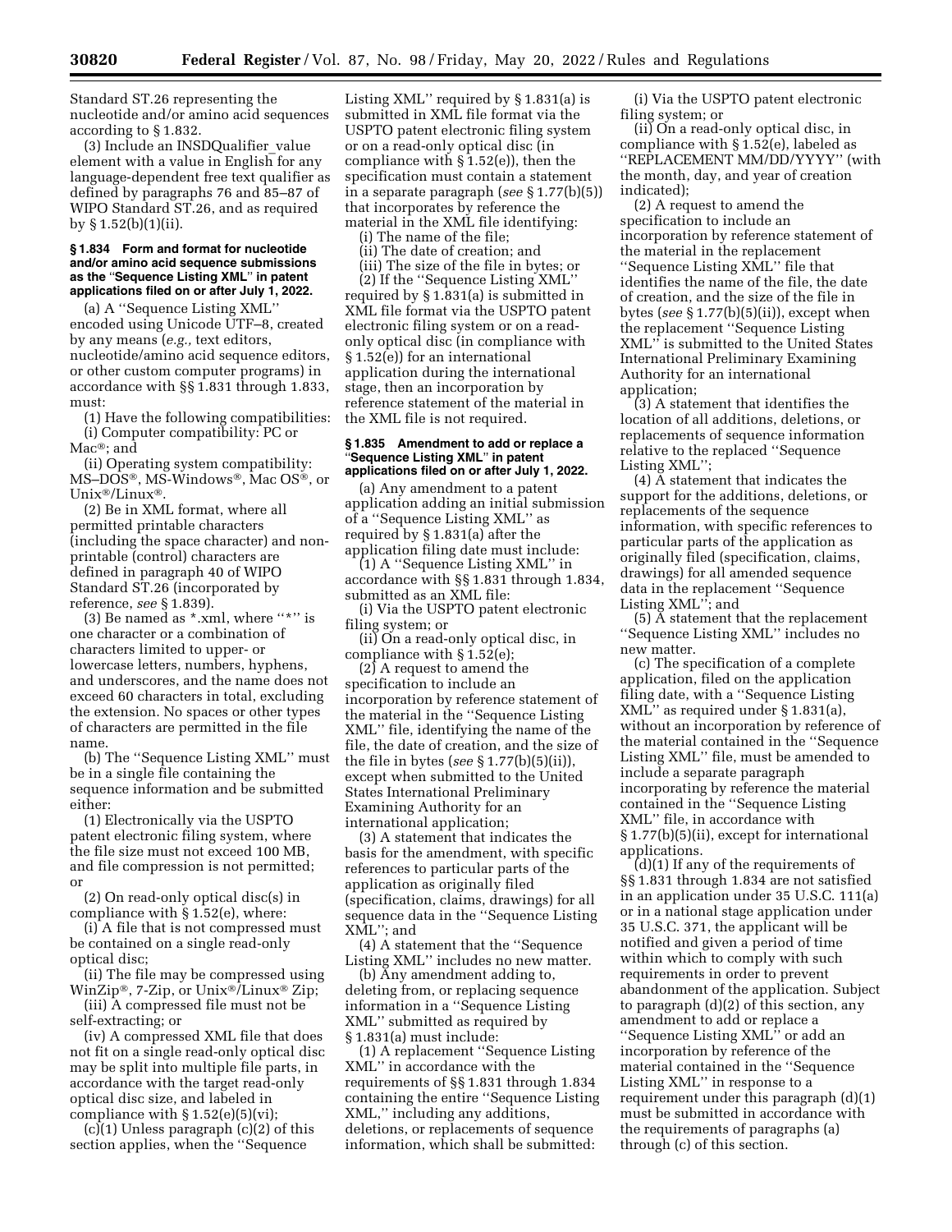Standard ST.26 representing the nucleotide and/or amino acid sequences according to § 1.832.

(3) Include an INSDQualifier_value element with a value in English for any language-dependent free text qualifier as defined by paragraphs 76 and 85–87 of WIPO Standard ST.26, and as required by § 1.52(b)(1)(ii).

**§ 1.834 Form and format for nucleotide and/or amino acid sequence submissions as the "Sequence Listing XML" in patent applications filed on or after July 1, 2022.**

(a) A ''Sequence Listing XML'' encoded using Unicode UTF–8, created by any means (*e.g.,* text editors, nucleotide/amino acid sequence editors, or other custom computer programs) in accordance with §§ 1.831 through 1.833, must:

(1) Have the following compatibilities:

(i) Computer compatibility: PC or Mac®; and

(ii) Operating system compatibility: MS–DOS®, MS-Windows®, Mac OS®, or Unix®/Linux®.

(2) Be in XML format, where all permitted printable characters (including the space character) and non-printable (control) characters are defined in paragraph 40 of WIPO Standard ST.26 (incorporated by reference, *see* § 1.839).

(3) Be named as *.xml, where ''*'' is one character or a combination of characters limited to upper- or lowercase letters, numbers, hyphens, and underscores, and the name does not exceed 60 characters in total, excluding the extension. No spaces or other types of characters are permitted in the file name.

(b) The ''Sequence Listing XML'' must be in a single file containing the sequence information and be submitted either:

(1) Electronically via the USPTO patent electronic filing system, where the file size must not exceed 100 MB, and file compression is not permitted; or

(2) On read-only optical disc(s) in compliance with § 1.52(e), where:

(i) A file that is not compressed must be contained on a single read-only optical disc;

(ii) The file may be compressed using WinZip®, 7-Zip, or Unix®/Linux® Zip;

(iii) A compressed file must not be self-extracting; or

(iv) A compressed XML file that does not fit on a single read-only optical disc may be split into multiple file parts, in accordance with the target read-only optical disc size, and labeled in compliance with § 1.52(e)(5)(vi);

(c)(1) Unless paragraph (c)(2) of this section applies, when the ''Sequence Listing XML'' required by § 1.831(a) is submitted in XML file format via the USPTO patent electronic filing system or on a read-only optical disc (in compliance with § 1.52(e)), then the specification must contain a statement in a separate paragraph (*see* § 1.77(b)(5)) that incorporates by reference the material in the XML file identifying:

(i) The name of the file;

(ii) The date of creation; and

(iii) The size of the file in bytes; or

(2) If the ''Sequence Listing XML'' required by § 1.831(a) is submitted in XML file format via the USPTO patent electronic filing system or on a read-only optical disc (in compliance with § 1.52(e)) for an international application during the international stage, then an incorporation by reference statement of the material in the XML file is not required.

**§ 1.835 Amendment to add or replace a "Sequence Listing XML" in patent applications filed on or after July 1, 2022.**

(a) Any amendment to a patent application adding an initial submission of a ''Sequence Listing XML'' as required by § 1.831(a) after the application filing date must include:

(1) A ''Sequence Listing XML'' in accordance with §§ 1.831 through 1.834, submitted as an XML file:

(i) Via the USPTO patent electronic filing system; or

(ii) On a read-only optical disc, in compliance with § 1.52(e);

(2) A request to amend the specification to include an incorporation by reference statement of the material in the ''Sequence Listing XML'' file, identifying the name of the file, the date of creation, and the size of the file in bytes (*see* § 1.77(b)(5)(ii)), except when submitted to the United States International Preliminary Examining Authority for an international application;

(3) A statement that indicates the basis for the amendment, with specific references to particular parts of the application as originally filed (specification, claims, drawings) for all sequence data in the ''Sequence Listing XML''; and

(4) A statement that the ''Sequence Listing XML'' includes no new matter.

(b) Any amendment adding to, deleting from, or replacing sequence information in a ''Sequence Listing XML'' submitted as required by § 1.831(a) must include:

(1) A replacement ''Sequence Listing XML'' in accordance with the requirements of §§ 1.831 through 1.834 containing the entire ''Sequence Listing XML,'' including any additions, deletions, or replacements of sequence information, which shall be submitted:

(i) Via the USPTO patent electronic filing system; or

(ii) On a read-only optical disc, in compliance with § 1.52(e), labeled as ''REPLACEMENT MM/DD/YYYY'' (with the month, day, and year of creation indicated);

(2) A request to amend the specification to include an incorporation by reference statement of the material in the replacement ''Sequence Listing XML'' file that identifies the name of the file, the date of creation, and the size of the file in bytes (*see* § 1.77(b)(5)(ii)), except when the replacement ''Sequence Listing XML'' is submitted to the United States International Preliminary Examining Authority for an international application;

(3) A statement that identifies the location of all additions, deletions, or replacements of sequence information relative to the replaced ''Sequence Listing XML'';

(4) A statement that indicates the support for the additions, deletions, or replacements of the sequence information, with specific references to particular parts of the application as originally filed (specification, claims, drawings) for all amended sequence data in the replacement ''Sequence Listing XML''; and

(5) A statement that the replacement ''Sequence Listing XML'' includes no new matter.

(c) The specification of a complete application, filed on the application filing date, with a ''Sequence Listing XML'' as required under § 1.831(a), without an incorporation by reference of the material contained in the ''Sequence Listing XML'' file, must be amended to include a separate paragraph incorporating by reference the material contained in the ''Sequence Listing XML'' file, in accordance with § 1.77(b)(5)(ii), except for international applications.

(d)(1) If any of the requirements of §§ 1.831 through 1.834 are not satisfied in an application under 35 U.S.C. 111(a) or in a national stage application under 35 U.S.C. 371, the applicant will be notified and given a period of time within which to comply with such requirements in order to prevent abandonment of the application. Subject to paragraph (d)(2) of this section, any amendment to add or replace a ''Sequence Listing XML'' or add an incorporation by reference of the material contained in the ''Sequence Listing XML'' in response to a requirement under this paragraph (d)(1) must be submitted in accordance with the requirements of paragraphs (a) through (c) of this section.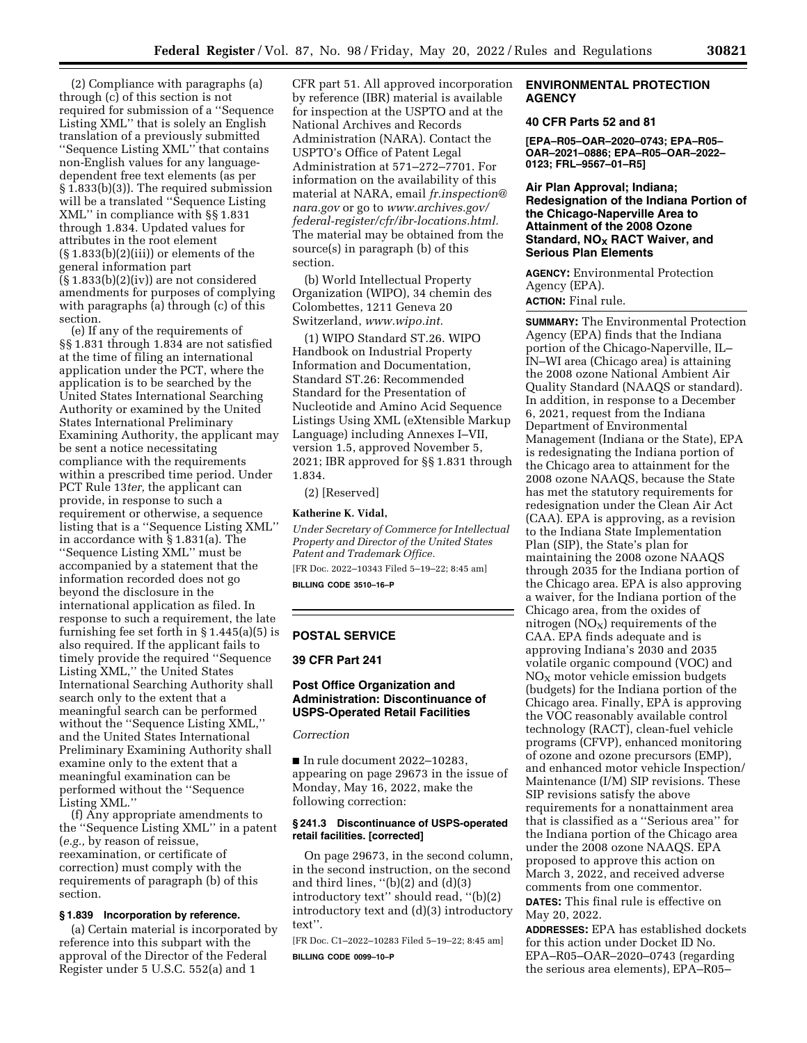(2) Compliance with paragraphs (a) through (c) of this section is not required for submission of a ''Sequence Listing XML'' that is solely an English translation of a previously submitted ''Sequence Listing XML'' that contains non-English values for any language-dependent free text elements (as per § 1.833(b)(3)). The required submission will be a translated ''Sequence Listing XML'' in compliance with §§ 1.831 through 1.834. Updated values for attributes in the root element (§ 1.833(b)(2)(iii)) or elements of the general information part (§ 1.833(b)(2)(iv)) are not considered amendments for purposes of complying with paragraphs (a) through (c) of this section.

(e) If any of the requirements of §§ 1.831 through 1.834 are not satisfied at the time of filing an international application under the PCT, where the application is to be searched by the United States International Searching Authority or examined by the United States International Preliminary Examining Authority, the applicant may be sent a notice necessitating compliance with the requirements within a prescribed time period. Under PCT Rule 13*ter,* the applicant can provide, in response to such a requirement or otherwise, a sequence listing that is a ''Sequence Listing XML'' in accordance with § 1.831(a). The ''Sequence Listing XML'' must be accompanied by a statement that the information recorded does not go beyond the disclosure in the international application as filed. In response to such a requirement, the late furnishing fee set forth in § 1.445(a)(5) is also required. If the applicant fails to timely provide the required ''Sequence Listing XML,'' the United States International Searching Authority shall search only to the extent that a meaningful search can be performed without the ''Sequence Listing XML,'' and the United States International Preliminary Examining Authority shall examine only to the extent that a meaningful examination can be performed without the ''Sequence Listing XML.''

(f) Any appropriate amendments to the ''Sequence Listing XML'' in a patent (*e.g.,* by reason of reissue, reexamination, or certificate of correction) must comply with the requirements of paragraph (b) of this section.

**§ 1.839 Incorporation by reference.**

(a) Certain material is incorporated by reference into this subpart with the approval of the Director of the Federal Register under 5 U.S.C. 552(a) and 1 CFR part 51. All approved incorporation by reference (IBR) material is available for inspection at the USPTO and at the National Archives and Records Administration (NARA). Contact the USPTO's Office of Patent Legal Administration at 571–272–7701. For information on the availability of this material at NARA, email *fr.inspection@nara.gov* or go to *www.archives.gov/federal-register/cfr/ibr-locations.html.* The material may be obtained from the source(s) in paragraph (b) of this section.

(b) World Intellectual Property Organization (WIPO), 34 chemin des Colombettes, 1211 Geneva 20 Switzerland, *www.wipo.int.*

(1) WIPO Standard ST.26. WIPO Handbook on Industrial Property Information and Documentation, Standard ST.26: Recommended Standard for the Presentation of Nucleotide and Amino Acid Sequence Listings Using XML (eXtensible Markup Language) including Annexes I–VII, version 1.5, approved November 5, 2021; IBR approved for §§ 1.831 through 1.834.

(2) [Reserved]

**Katherine K. Vidal,**

*Under Secretary of Commerce for Intellectual Property and Director of the United States Patent and Trademark Office.*

[FR Doc. 2022–10343 Filed 5–19–22; 8:45 am]

**BILLING CODE 3510–16–P**

---

## POSTAL SERVICE

### 39 CFR Part 241

### Post Office Organization and Administration: Discontinuance of USPS-Operated Retail Facilities

*Correction*

■ In rule document 2022–10283, appearing on page 29673 in the issue of Monday, May 16, 2022, make the following correction:

**§ 241.3 Discontinuance of USPS-operated retail facilities. [corrected]**

On page 29673, in the second column, in the second instruction, on the second and third lines, ''(b)(2) and (d)(3) introductory text'' should read, ''(b)(2) introductory text and (d)(3) introductory text''.

[FR Doc. C1–2022–10283 Filed 5–19–22; 8:45 am]

**BILLING CODE 0099–10–P**

---

## ENVIRONMENTAL PROTECTION AGENCY

### 40 CFR Parts 52 and 81

**[EPA–R05–OAR–2020–0743; EPA–R05–OAR–2021–0886; EPA–R05–OAR–2022–0123; FRL–9567–01–R5]**

### Air Plan Approval; Indiana; Redesignation of the Indiana Portion of the Chicago-Naperville Area to Attainment of the 2008 Ozone Standard, $NO_X$ RACT Waiver, and Serious Plan Elements

**AGENCY:** Environmental Protection Agency (EPA).

**ACTION:** Final rule.

**SUMMARY:** The Environmental Protection Agency (EPA) finds that the Indiana portion of the Chicago-Naperville, IL–IN–WI area (Chicago area) is attaining the 2008 ozone National Ambient Air Quality Standard (NAAQS or standard). In addition, in response to a December 6, 2021, request from the Indiana Department of Environmental Management (Indiana or the State), EPA is redesignating the Indiana portion of the Chicago area to attainment for the 2008 ozone NAAQS, because the State has met the statutory requirements for redesignation under the Clean Air Act (CAA). EPA is approving, as a revision to the Indiana State Implementation Plan (SIP), the State's plan for maintaining the 2008 ozone NAAQS through 2035 for the Indiana portion of the Chicago area. EPA is also approving a waiver, for the Indiana portion of the Chicago area, from the oxides of nitrogen ($NO_X$) requirements of the CAA. EPA finds adequate and is approving Indiana's 2030 and 2035 volatile organic compound (VOC) and $NO_X$ motor vehicle emission budgets (budgets) for the Indiana portion of the Chicago area. Finally, EPA is approving the VOC reasonably available control technology (RACT), clean-fuel vehicle programs (CFVP), enhanced monitoring of ozone and ozone precursors (EMP), and enhanced motor vehicle Inspection/Maintenance (I/M) SIP revisions. These SIP revisions satisfy the above requirements for a nonattainment area that is classified as a ''Serious area'' for the Indiana portion of the Chicago area under the 2008 ozone NAAQS. EPA proposed to approve this action on March 3, 2022, and received adverse comments from one commentor.

**DATES:** This final rule is effective on May 20, 2022.

**ADDRESSES:** EPA has established dockets for this action under Docket ID No. EPA–R05–OAR–2020–0743 (regarding the serious area elements), EPA–R05–